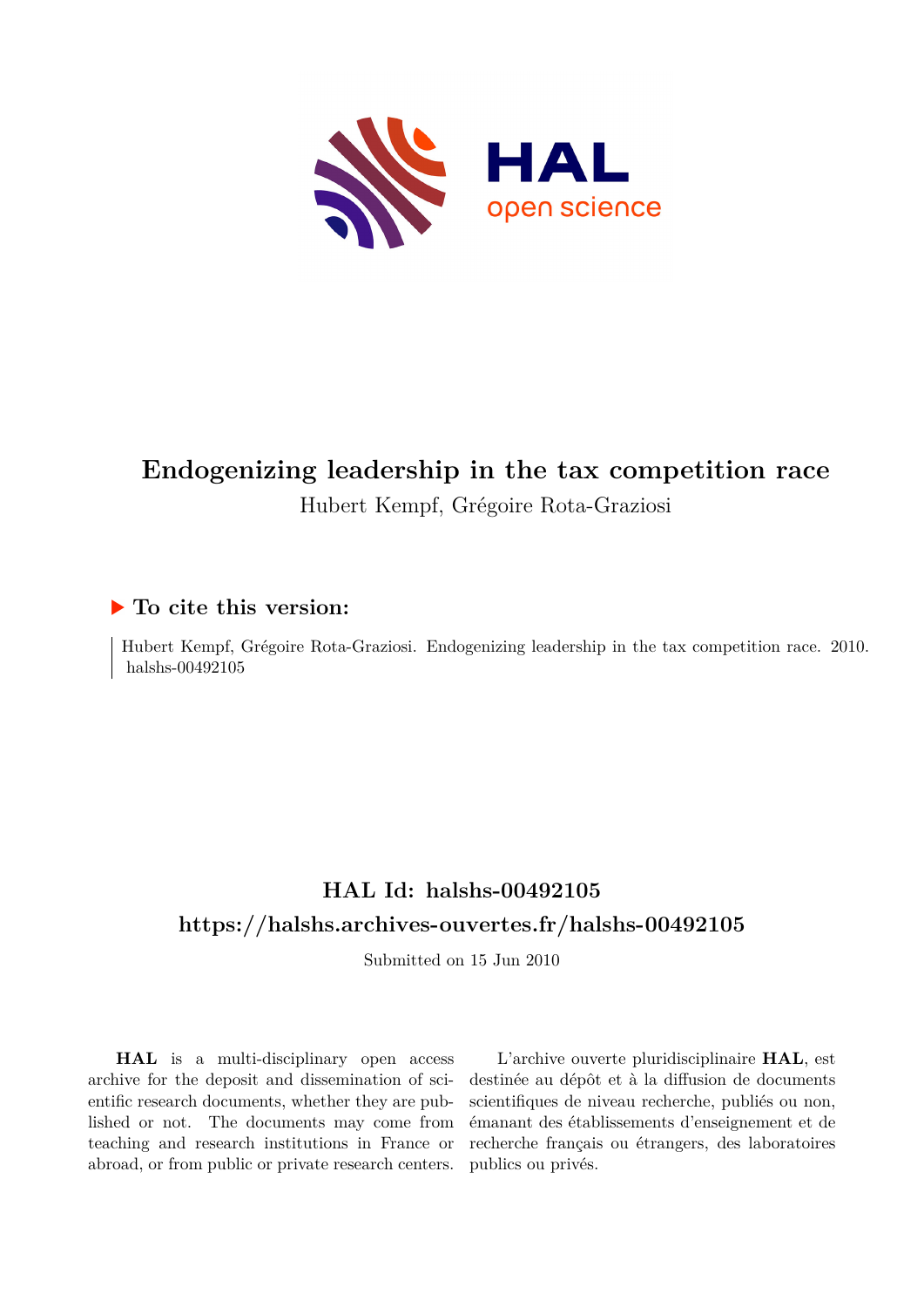# Endogenizing leadership in the tax competition race

Hubert Kempf, Grégoire Rota-Graziosi

## ▶ To cite this version:

Hubert Kempf, Grégoire Rota-Graziosi. Endogenizing leadership in the tax competition race. 2010. halshs-00492105

## HAL Id: halshs-00492105

## https://halshs.archives-ouvertes.fr/halshs-00492105

Submitted on 15 Jun 2010

**HAL** is a multi-disciplinary open access archive for the deposit and dissemination of scientific research documents, whether they are published or not. The documents may come from teaching and research institutions in France or abroad, or from public or private research centers.

L'archive ouverte pluridisciplinaire **HAL**, est destinée au dépôt et à la diffusion de documents scientifiques de niveau recherche, publiés ou non, émanant des établissements d'enseignement et de recherche français ou étrangers, des laboratoires publics ou privés.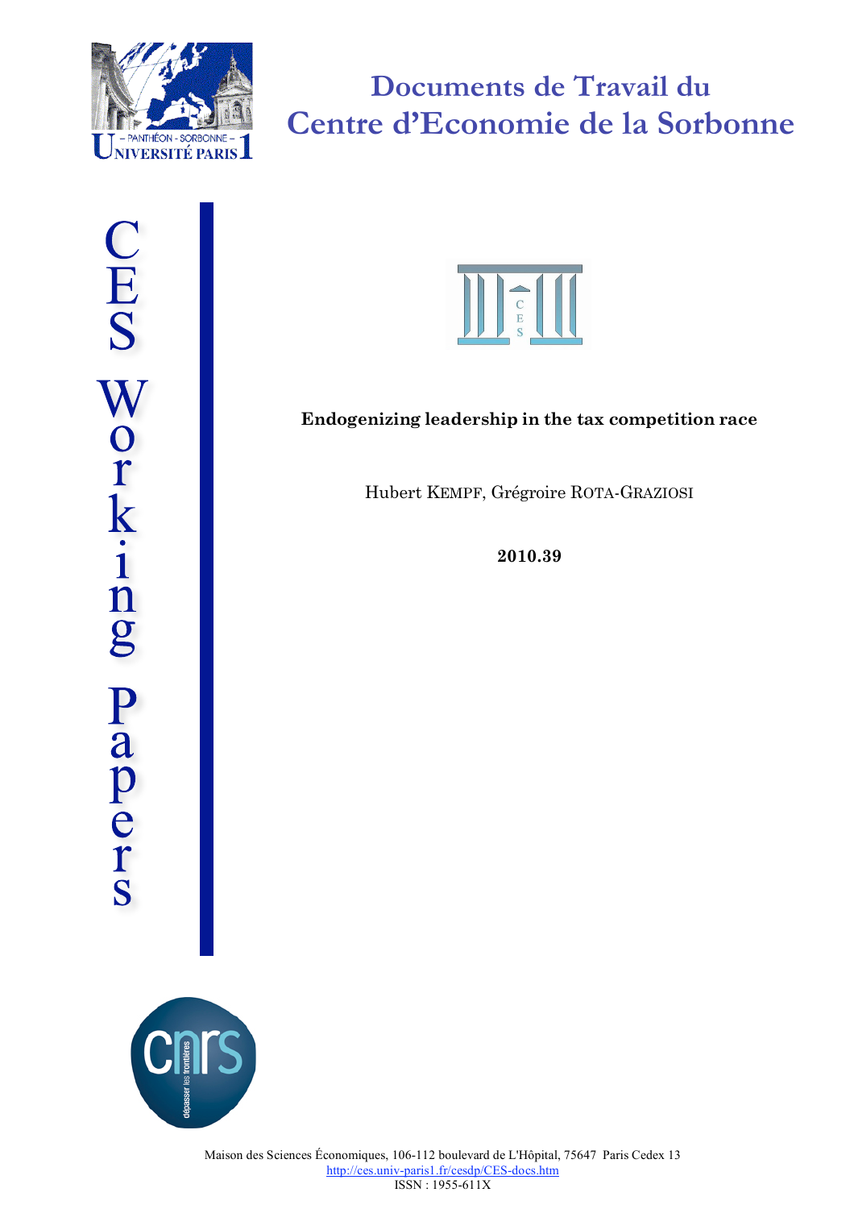# Documents de Travail du Centre d'Economie de la Sorbonne

CES Working Papers

**Endogenizing leadership in the tax competition race**

Hubert KEMPF, Grégroire ROTA-GRAZIOSI

**2010.39**

Maison des Sciences Économiques, 106-112 boulevard de L'Hôpital, 75647 Paris Cedex 13
http://ces.univ-paris1.fr/cesdp/CES-docs.htm
ISSN : 1955-611X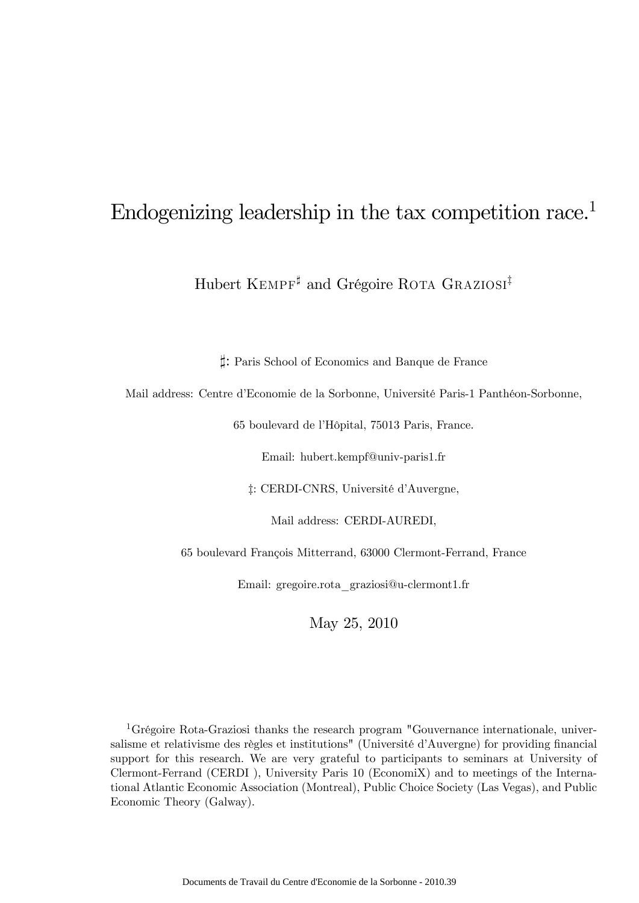# Endogenizing leadership in the tax competition race.[1]

Hubert KEMPF[♯] and Grégoire ROTA GRAZIOSI[‡]

♯: Paris School of Economics and Banque de France

Mail address: Centre d'Economie de la Sorbonne, Université Paris-1 Panthéon-Sorbonne,

65 boulevard de l'Hôpital, 75013 Paris, France.

Email: hubert.kempf@univ-paris1.fr

‡: CERDI-CNRS, Université d'Auvergne,

Mail address: CERDI-AUREDI,

65 boulevard François Mitterrand, 63000 Clermont-Ferrand, France

Email: gregoire.rota_graziosi@u-clermont1.fr

May 25, 2010

[1] Grégoire Rota-Graziosi thanks the research program "Gouvernance internationale, universalisme et relativisme des règles et institutions" (Université d'Auvergne) for providing financial support for this research. We are very grateful to participants to seminars at University of Clermont-Ferrand (CERDI ), University Paris 10 (EconomiX) and to meetings of the International Atlantic Economic Association (Montreal), Public Choice Society (Las Vegas), and Public Economic Theory (Galway).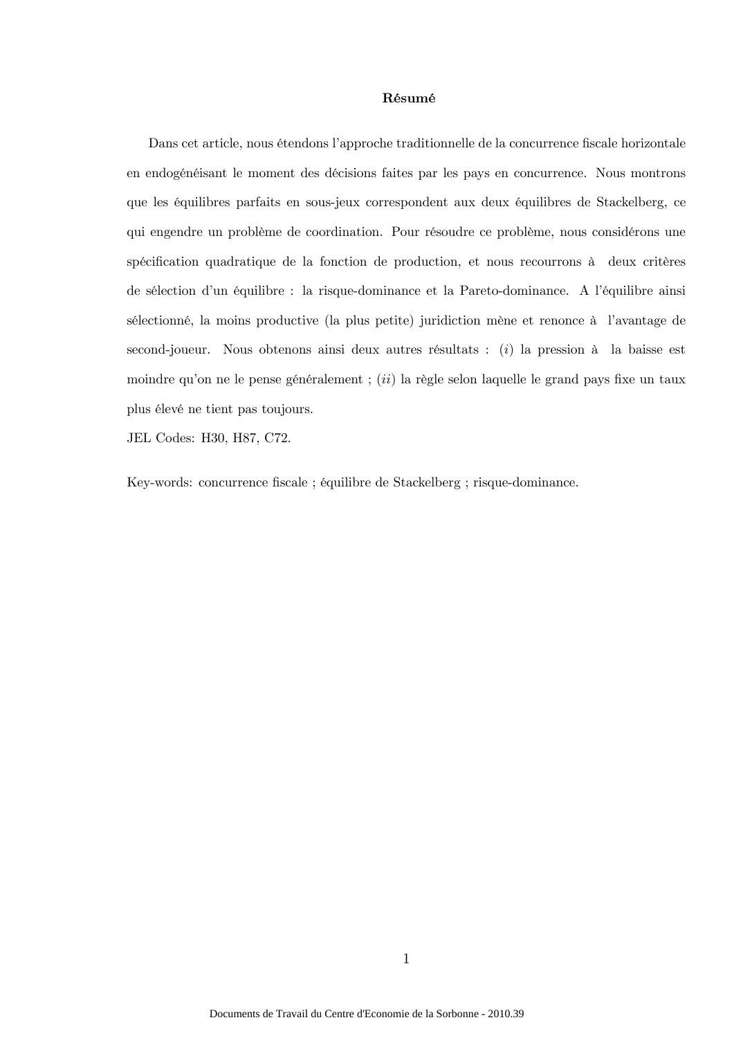**Résumé**

Dans cet article, nous étendons l'approche traditionnelle de la concurrence fiscale horizontale en endogénéisant le moment des décisions faites par les pays en concurrence. Nous montrons que les équilibres parfaits en sous-jeux correspondent aux deux équilibres de Stackelberg, ce qui engendre un problème de coordination. Pour résoudre ce problème, nous considérons une spécification quadratique de la fonction de production, et nous recourrons à deux critères de sélection d'un équilibre : la risque-dominance et la Pareto-dominance. A l'équilibre ainsi sélectionné, la moins productive (la plus petite) juridiction mène et renonce à l'avantage de second-joueur. Nous obtenons ainsi deux autres résultats : (*i*) la pression à la baisse est moindre qu'on ne le pense généralement ; (*ii*) la règle selon laquelle le grand pays fixe un taux plus élevé ne tient pas toujours.
JEL Codes: H30, H87, C72.

Key-words: concurrence fiscale ; équilibre de Stackelberg ; risque-dominance.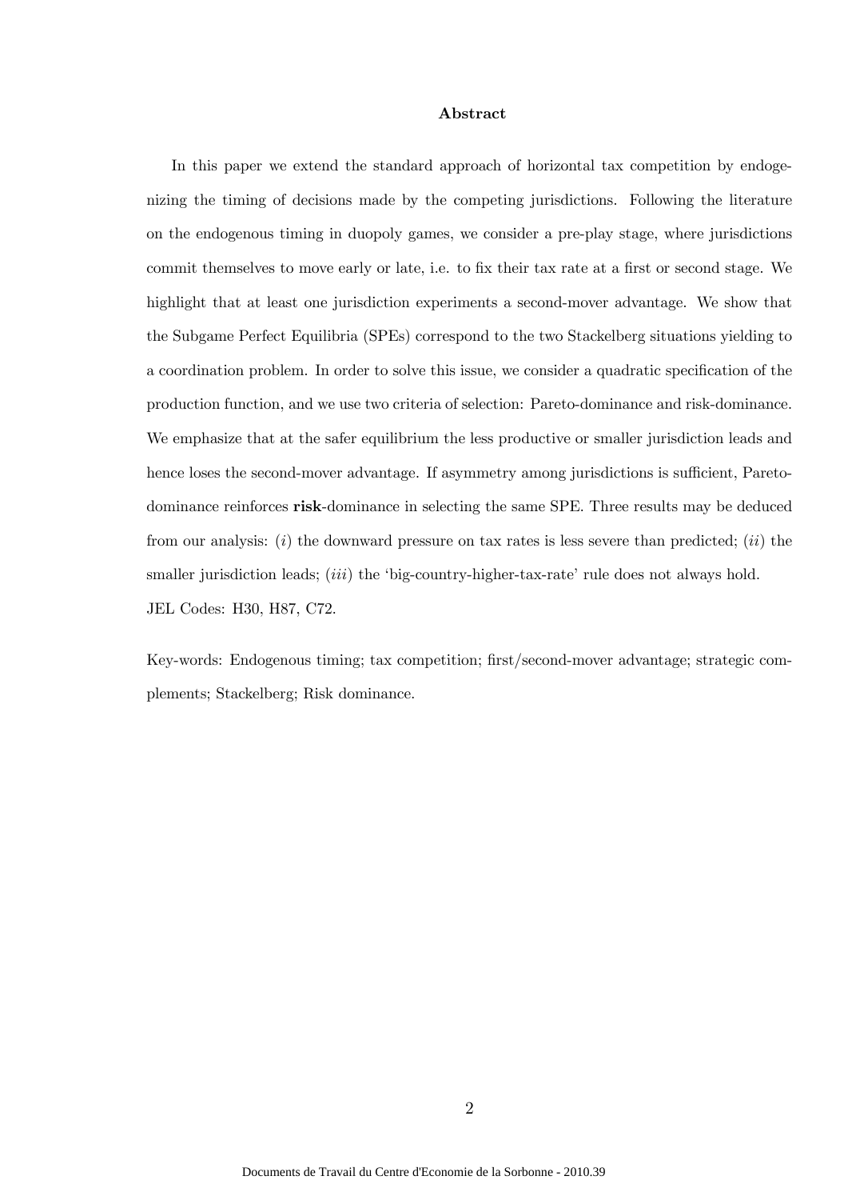**Abstract**

In this paper we extend the standard approach of horizontal tax competition by endogenizing the timing of decisions made by the competing jurisdictions. Following the literature on the endogenous timing in duopoly games, we consider a pre-play stage, where jurisdictions commit themselves to move early or late, i.e. to fix their tax rate at a first or second stage. We highlight that at least one jurisdiction experiments a second-mover advantage. We show that the Subgame Perfect Equilibria (SPEs) correspond to the two Stackelberg situations yielding to a coordination problem. In order to solve this issue, we consider a quadratic specification of the production function, and we use two criteria of selection: Pareto-dominance and risk-dominance. We emphasize that at the safer equilibrium the less productive or smaller jurisdiction leads and hence loses the second-mover advantage. If asymmetry among jurisdictions is sufficient, Pareto-dominance reinforces **risk**-dominance in selecting the same SPE. Three results may be deduced from our analysis: (*i*) the downward pressure on tax rates is less severe than predicted; (*ii*) the smaller jurisdiction leads; (*iii*) the 'big-country-higher-tax-rate' rule does not always hold.
JEL Codes: H30, H87, C72.

Key-words: Endogenous timing; tax competition; first/second-mover advantage; strategic complements; Stackelberg; Risk dominance.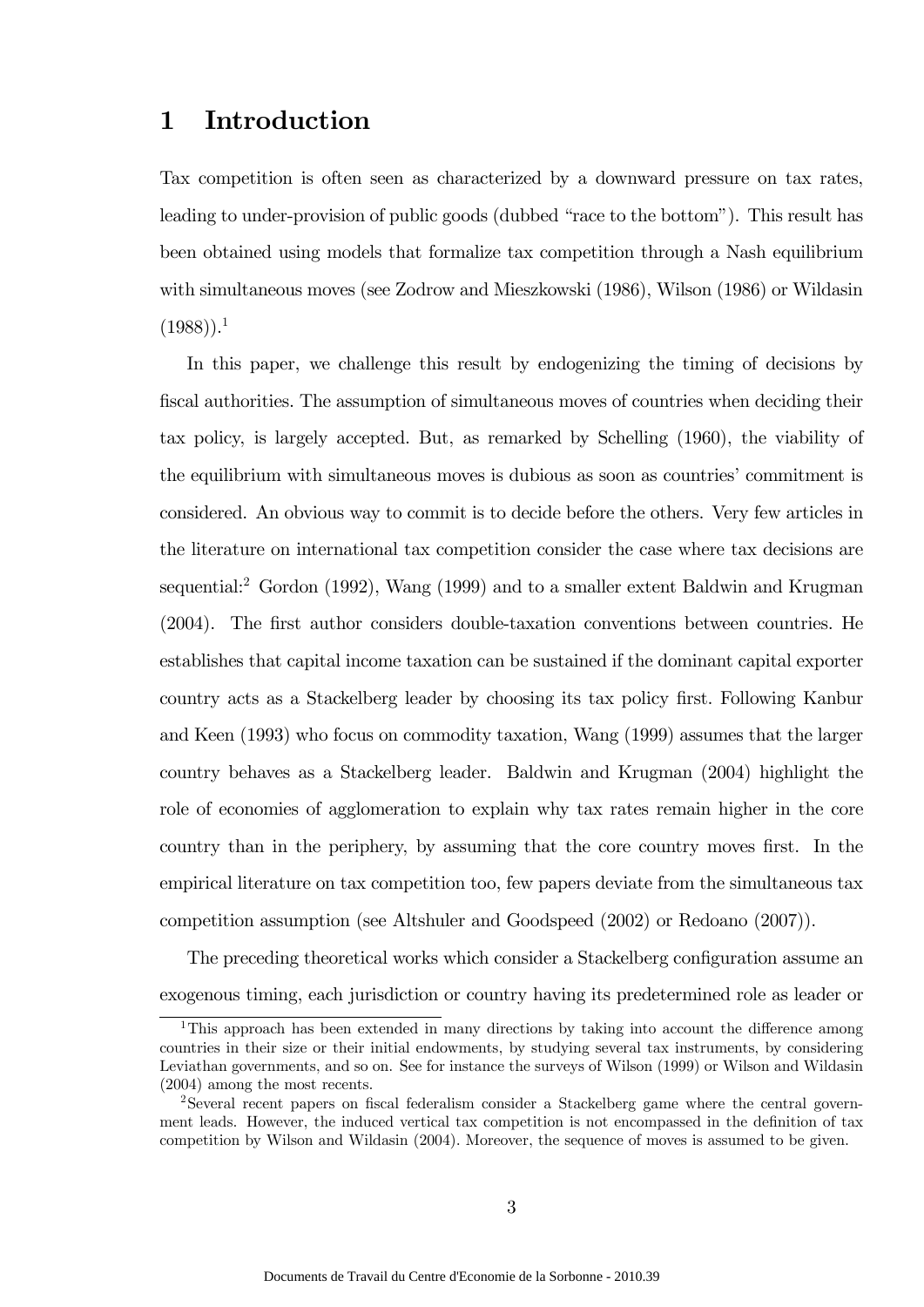# 1 Introduction

Tax competition is often seen as characterized by a downward pressure on tax rates, leading to under-provision of public goods (dubbed "race to the bottom"). This result has been obtained using models that formalize tax competition through a Nash equilibrium with simultaneous moves (see Zodrow and Mieszkowski (1986), Wilson (1986) or Wildasin (1988)).[1]

In this paper, we challenge this result by endogenizing the timing of decisions by fiscal authorities. The assumption of simultaneous moves of countries when deciding their tax policy, is largely accepted. But, as remarked by Schelling (1960), the viability of the equilibrium with simultaneous moves is dubious as soon as countries' commitment is considered. An obvious way to commit is to decide before the others. Very few articles in the literature on international tax competition consider the case where tax decisions are sequential:[2] Gordon (1992), Wang (1999) and to a smaller extent Baldwin and Krugman (2004). The first author considers double-taxation conventions between countries. He establishes that capital income taxation can be sustained if the dominant capital exporter country acts as a Stackelberg leader by choosing its tax policy first. Following Kanbur and Keen (1993) who focus on commodity taxation, Wang (1999) assumes that the larger country behaves as a Stackelberg leader. Baldwin and Krugman (2004) highlight the role of economies of agglomeration to explain why tax rates remain higher in the core country than in the periphery, by assuming that the core country moves first. In the empirical literature on tax competition too, few papers deviate from the simultaneous tax competition assumption (see Altshuler and Goodspeed (2002) or Redoano (2007)).

The preceding theoretical works which consider a Stackelberg configuration assume an exogenous timing, each jurisdiction or country having its predetermined role as leader or

[1] This approach has been extended in many directions by taking into account the difference among countries in their size or their initial endowments, by studying several tax instruments, by considering Leviathan governments, and so on. See for instance the surveys of Wilson (1999) or Wilson and Wildasin (2004) among the most recents.

[2] Several recent papers on fiscal federalism consider a Stackelberg game where the central government leads. However, the induced vertical tax competition is not encompassed in the definition of tax competition by Wilson and Wildasin (2004). Moreover, the sequence of moves is assumed to be given.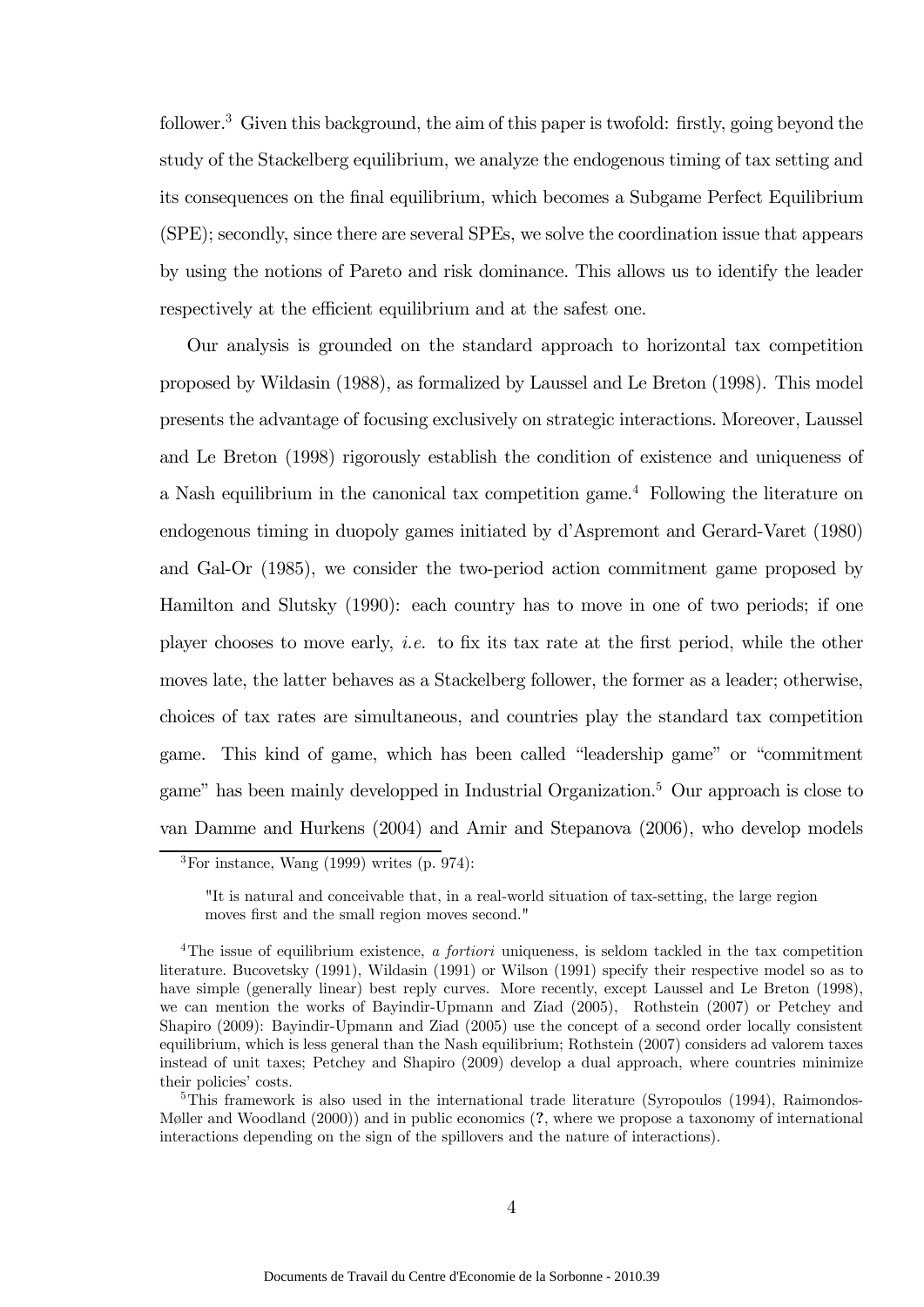follower.[3] Given this background, the aim of this paper is twofold: firstly, going beyond the study of the Stackelberg equilibrium, we analyze the endogenous timing of tax setting and its consequences on the final equilibrium, which becomes a Subgame Perfect Equilibrium (SPE); secondly, since there are several SPEs, we solve the coordination issue that appears by using the notions of Pareto and risk dominance. This allows us to identify the leader respectively at the efficient equilibrium and at the safest one.

Our analysis is grounded on the standard approach to horizontal tax competition proposed by Wildasin (1988), as formalized by Laussel and Le Breton (1998). This model presents the advantage of focusing exclusively on strategic interactions. Moreover, Laussel and Le Breton (1998) rigorously establish the condition of existence and uniqueness of a Nash equilibrium in the canonical tax competition game.[4] Following the literature on endogenous timing in duopoly games initiated by d'Aspremont and Gerard-Varet (1980) and Gal-Or (1985), we consider the two-period action commitment game proposed by Hamilton and Slutsky (1990): each country has to move in one of two periods; if one player chooses to move early, *i.e.* to fix its tax rate at the first period, while the other moves late, the latter behaves as a Stackelberg follower, the former as a leader; otherwise, choices of tax rates are simultaneous, and countries play the standard tax competition game. This kind of game, which has been called "leadership game" or "commitment game" has been mainly developped in Industrial Organization.[5] Our approach is close to van Damme and Hurkens (2004) and Amir and Stepanova (2006), who develop models

[3] For instance, Wang (1999) writes (p. 974):

> "It is natural and conceivable that, in a real-world situation of tax-setting, the large region moves first and the small region moves second."

[4] The issue of equilibrium existence, *a fortiori* uniqueness, is seldom tackled in the tax competition literature. Bucovetsky (1991), Wildasin (1991) or Wilson (1991) specify their respective model so as to have simple (generally linear) best reply curves. More recently, except Laussel and Le Breton (1998), we can mention the works of Bayindir-Upmann and Ziad (2005), Rothstein (2007) or Petchey and Shapiro (2009): Bayindir-Upmann and Ziad (2005) use the concept of a second order locally consistent equilibrium, which is less general than the Nash equilibrium; Rothstein (2007) considers ad valorem taxes instead of unit taxes; Petchey and Shapiro (2009) develop a dual approach, where countries minimize their policies' costs.

[5] This framework is also used in the international trade literature (Syropoulos (1994), Raimondos-Møller and Woodland (2000)) and in public economics (**?**, where we propose a taxonomy of international interactions depending on the sign of the spillovers and the nature of interactions).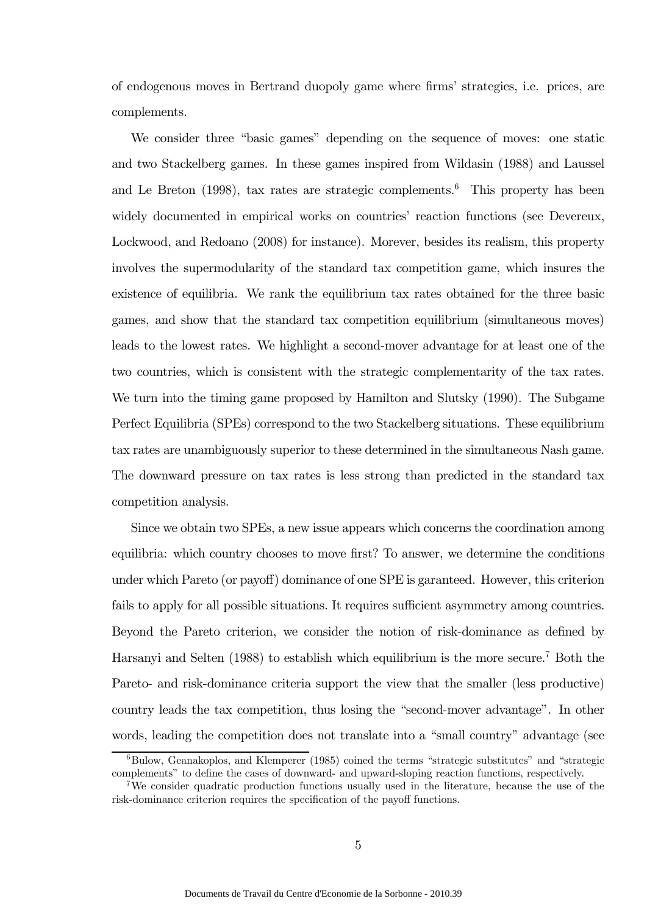of endogenous moves in Bertrand duopoly game where firms' strategies, i.e. prices, are complements.

We consider three "basic games" depending on the sequence of moves: one static and two Stackelberg games. In these games inspired from Wildasin (1988) and Laussel and Le Breton (1998), tax rates are strategic complements.[6] This property has been widely documented in empirical works on countries' reaction functions (see Devereux, Lockwood, and Redoano (2008) for instance). Morever, besides its realism, this property involves the supermodularity of the standard tax competition game, which insures the existence of equilibria. We rank the equilibrium tax rates obtained for the three basic games, and show that the standard tax competition equilibrium (simultaneous moves) leads to the lowest rates. We highlight a second-mover advantage for at least one of the two countries, which is consistent with the strategic complementarity of the tax rates. We turn into the timing game proposed by Hamilton and Slutsky (1990). The Subgame Perfect Equilibria (SPEs) correspond to the two Stackelberg situations. These equilibrium tax rates are unambiguously superior to these determined in the simultaneous Nash game. The downward pressure on tax rates is less strong than predicted in the standard tax competition analysis.

Since we obtain two SPEs, a new issue appears which concerns the coordination among equilibria: which country chooses to move first? To answer, we determine the conditions under which Pareto (or payoff) dominance of one SPE is garanteed. However, this criterion fails to apply for all possible situations. It requires sufficient asymmetry among countries. Beyond the Pareto criterion, we consider the notion of risk-dominance as defined by Harsanyi and Selten (1988) to establish which equilibrium is the more secure.[7] Both the Pareto- and risk-dominance criteria support the view that the smaller (less productive) country leads the tax competition, thus losing the "second-mover advantage". In other words, leading the competition does not translate into a "small country" advantage (see

[6] Bulow, Geanakoplos, and Klemperer (1985) coined the terms "strategic substitutes" and "strategic complements" to define the cases of downward- and upward-sloping reaction functions, respectively.

[7] We consider quadratic production functions usually used in the literature, because the use of the risk-dominance criterion requires the specification of the payoff functions.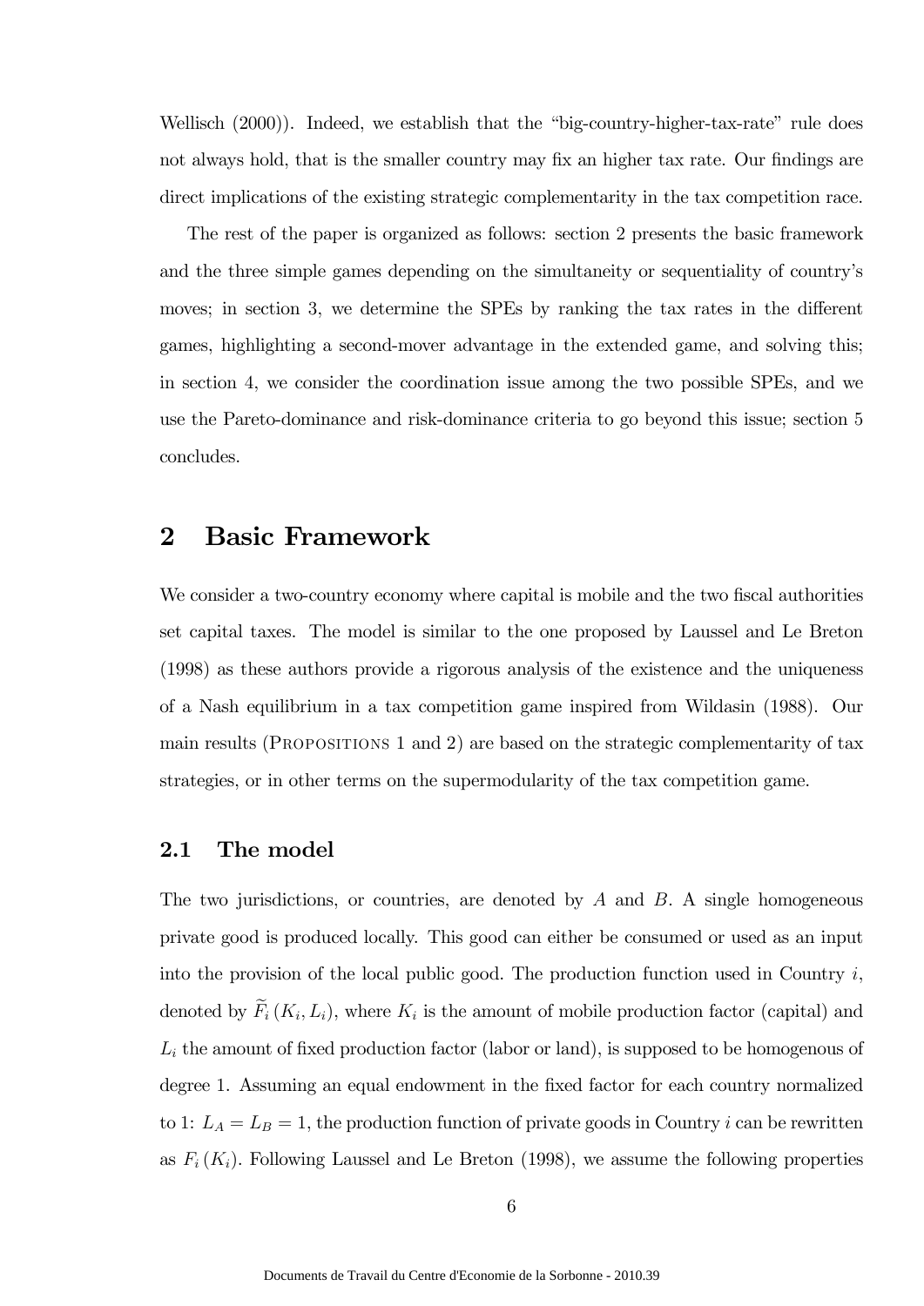Wellisch (2000)). Indeed, we establish that the "big-country-higher-tax-rate" rule does not always hold, that is the smaller country may fix an higher tax rate. Our findings are direct implications of the existing strategic complementarity in the tax competition race.

The rest of the paper is organized as follows: section 2 presents the basic framework and the three simple games depending on the simultaneity or sequentiality of country's moves; in section 3, we determine the SPEs by ranking the tax rates in the different games, highlighting a second-mover advantage in the extended game, and solving this; in section 4, we consider the coordination issue among the two possible SPEs, and we use the Pareto-dominance and risk-dominance criteria to go beyond this issue; section 5 concludes.

# 2 Basic Framework

We consider a two-country economy where capital is mobile and the two fiscal authorities set capital taxes. The model is similar to the one proposed by Laussel and Le Breton (1998) as these authors provide a rigorous analysis of the existence and the uniqueness of a Nash equilibrium in a tax competition game inspired from Wildasin (1988). Our main results (Propositions 1 and 2) are based on the strategic complementarity of tax strategies, or in other terms on the supermodularity of the tax competition game.

## 2.1 The model

The two jurisdictions, or countries, are denoted by $A$ and $B$. A single homogeneous private good is produced locally. This good can either be consumed or used as an input into the provision of the local public good. The production function used in Country $i$, denoted by $\widetilde{F}_i(K_i, L_i)$, where $K_i$ is the amount of mobile production factor (capital) and $L_i$ the amount of fixed production factor (labor or land), is supposed to be homogenous of degree 1. Assuming an equal endowment in the fixed factor for each country normalized to 1: $L_A = L_B = 1$, the production function of private goods in Country $i$ can be rewritten as $F_i(K_i)$. Following Laussel and Le Breton (1998), we assume the following properties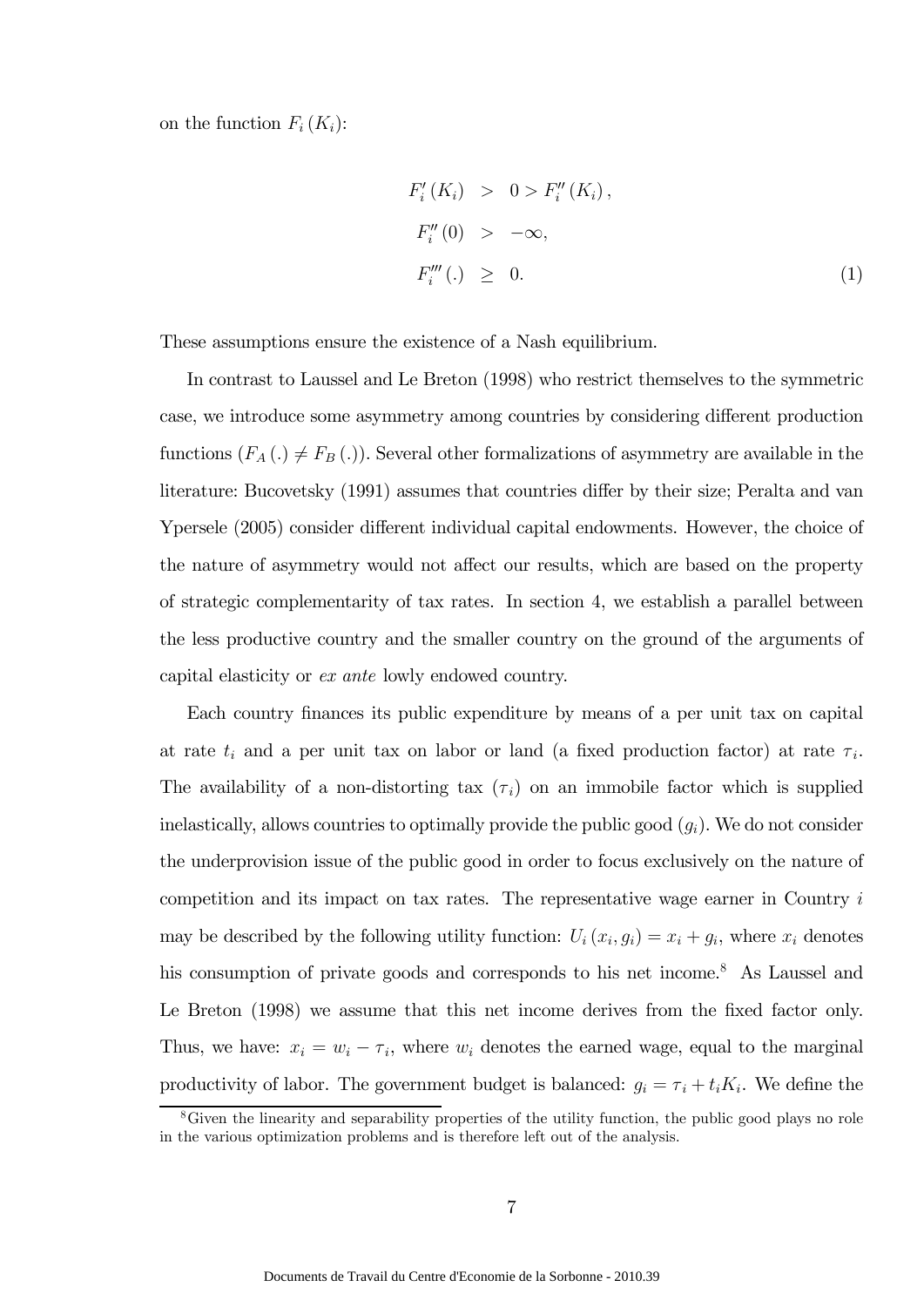on the function $F_i(K_i)$:

$$
\begin{aligned}
F_i'(K_i) &> 0 > F_i''(K_i), \\
F_i''(0) &> -\infty, \\
F_i'''(.) &\geq 0.
\end{aligned}
\tag{1}
$$

These assumptions ensure the existence of a Nash equilibrium.

In contrast to Laussel and Le Breton (1998) who restrict themselves to the symmetric case, we introduce some asymmetry among countries by considering different production functions ($F_A(.) \neq F_B(.)$). Several other formalizations of asymmetry are available in the literature: Bucovetsky (1991) assumes that countries differ by their size; Peralta and van Ypersele (2005) consider different individual capital endowments. However, the choice of the nature of asymmetry would not affect our results, which are based on the property of strategic complementarity of tax rates. In section 4, we establish a parallel between the less productive country and the smaller country on the ground of the arguments of capital elasticity or *ex ante* lowly endowed country.

Each country finances its public expenditure by means of a per unit tax on capital at rate $t_i$ and a per unit tax on labor or land (a fixed production factor) at rate $\tau_i$. The availability of a non-distorting tax ($\tau_i$) on an immobile factor which is supplied inelastically, allows countries to optimally provide the public good ($g_i$). We do not consider the underprovision issue of the public good in order to focus exclusively on the nature of competition and its impact on tax rates. The representative wage earner in Country $i$ may be described by the following utility function: $U_i(x_i, g_i) = x_i + g_i$, where $x_i$ denotes his consumption of private goods and corresponds to his net income.[8] As Laussel and Le Breton (1998) we assume that this net income derives from the fixed factor only. Thus, we have: $x_i = w_i - \tau_i$, where $w_i$ denotes the earned wage, equal to the marginal productivity of labor. The government budget is balanced: $g_i = \tau_i + t_i K_i$. We define the

[8] Given the linearity and separability properties of the utility function, the public good plays no role in the various optimization problems and is therefore left out of the analysis.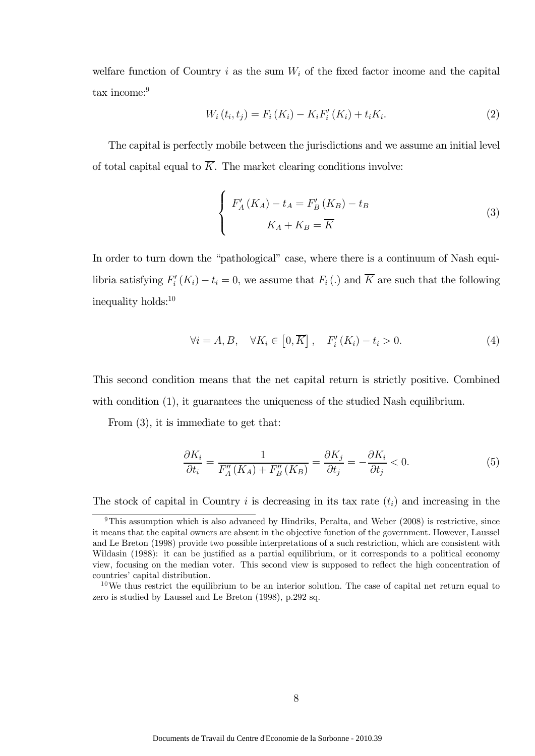welfare function of Country $i$ as the sum $W_i$ of the fixed factor income and the capital tax income:[9]

$$W_i(t_i, t_j) = F_i(K_i) - K_i F_i'(K_i) + t_i K_i. \tag{2}$$

The capital is perfectly mobile between the jurisdictions and we assume an initial level of total capital equal to $\overline{K}$. The market clearing conditions involve:

$$\begin{cases} F_A'(K_A) - t_A = F_B'(K_B) - t_B \\ K_A + K_B = \overline{K} \end{cases} \tag{3}$$

In order to turn down the "pathological" case, where there is a continuum of Nash equilibria satisfying $F_i'(K_i) - t_i = 0$, we assume that $F_i(.)$ and $\overline{K}$ are such that the following inequality holds:[10]

$$\forall i = A, B, \quad \forall K_i \in \left[0, \overline{K}\right], \quad F_i'(K_i) - t_i > 0. \tag{4}$$

This second condition means that the net capital return is strictly positive. Combined with condition (1), it guarantees the uniqueness of the studied Nash equilibrium.

From (3), it is immediate to get that:

$$\frac{\partial K_i}{\partial t_i} = \frac{1}{F_A''(K_A) + F_B''(K_B)} = \frac{\partial K_j}{\partial t_j} = -\frac{\partial K_i}{\partial t_j} < 0. \tag{5}$$

The stock of capital in Country $i$ is decreasing in its tax rate ($t_i$) and increasing in the

[9] This assumption which is also advanced by Hindriks, Peralta, and Weber (2008) is restrictive, since it means that the capital owners are absent in the objective function of the government. However, Laussel and Le Breton (1998) provide two possible interpretations of a such restriction, which are consistent with Wildasin (1988): it can be justified as a partial equilibrium, or it corresponds to a political economy view, focusing on the median voter. This second view is supposed to reflect the high concentration of countries' capital distribution.

[10] We thus restrict the equilibrium to be an interior solution. The case of capital net return equal to zero is studied by Laussel and Le Breton (1998), p.292 sq.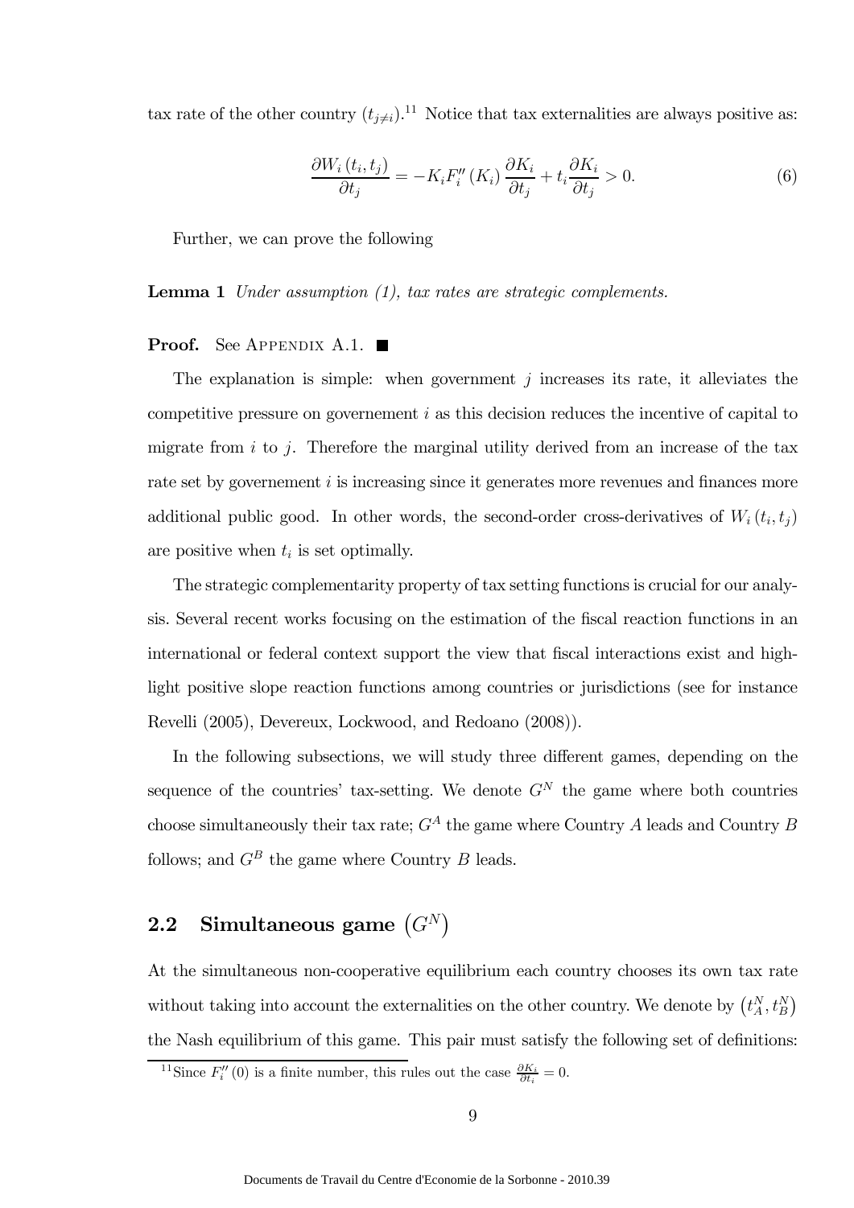tax rate of the other country ($t_{j\neq i}$).[11] Notice that tax externalities are always positive as:

$$\frac{\partial W_i(t_i,t_j)}{\partial t_j} = -K_i F_i''(K_i)\frac{\partial K_i}{\partial t_j} + t_i\frac{\partial K_i}{\partial t_j} > 0. \tag{6}$$

Further, we can prove the following

**Lemma 1** *Under assumption (1), tax rates are strategic complements.*

**Proof.** See Appendix A.1. ■

The explanation is simple: when government $j$ increases its rate, it alleviates the competitive pressure on governement $i$ as this decision reduces the incentive of capital to migrate from $i$ to $j$. Therefore the marginal utility derived from an increase of the tax rate set by governement $i$ is increasing since it generates more revenues and finances more additional public good. In other words, the second-order cross-derivatives of $W_i(t_i,t_j)$ are positive when $t_i$ is set optimally.

The strategic complementarity property of tax setting functions is crucial for our analysis. Several recent works focusing on the estimation of the fiscal reaction functions in an international or federal context support the view that fiscal interactions exist and highlight positive slope reaction functions among countries or jurisdictions (see for instance Revelli (2005), Devereux, Lockwood, and Redoano (2008)).

In the following subsections, we will study three different games, depending on the sequence of the countries' tax-setting. We denote $G^N$ the game where both countries choose simultaneously their tax rate; $G^A$ the game where Country $A$ leads and Country $B$ follows; and $G^B$ the game where Country $B$ leads.

## 2.2 Simultaneous game $(G^N)$

At the simultaneous non-cooperative equilibrium each country chooses its own tax rate without taking into account the externalities on the other country. We denote by $(t_A^N, t_B^N)$ the Nash equilibrium of this game. This pair must satisfy the following set of definitions:

[11] Since $F_i''(0)$ is a finite number, this rules out the case $\frac{\partial K_i}{\partial t_i} = 0$.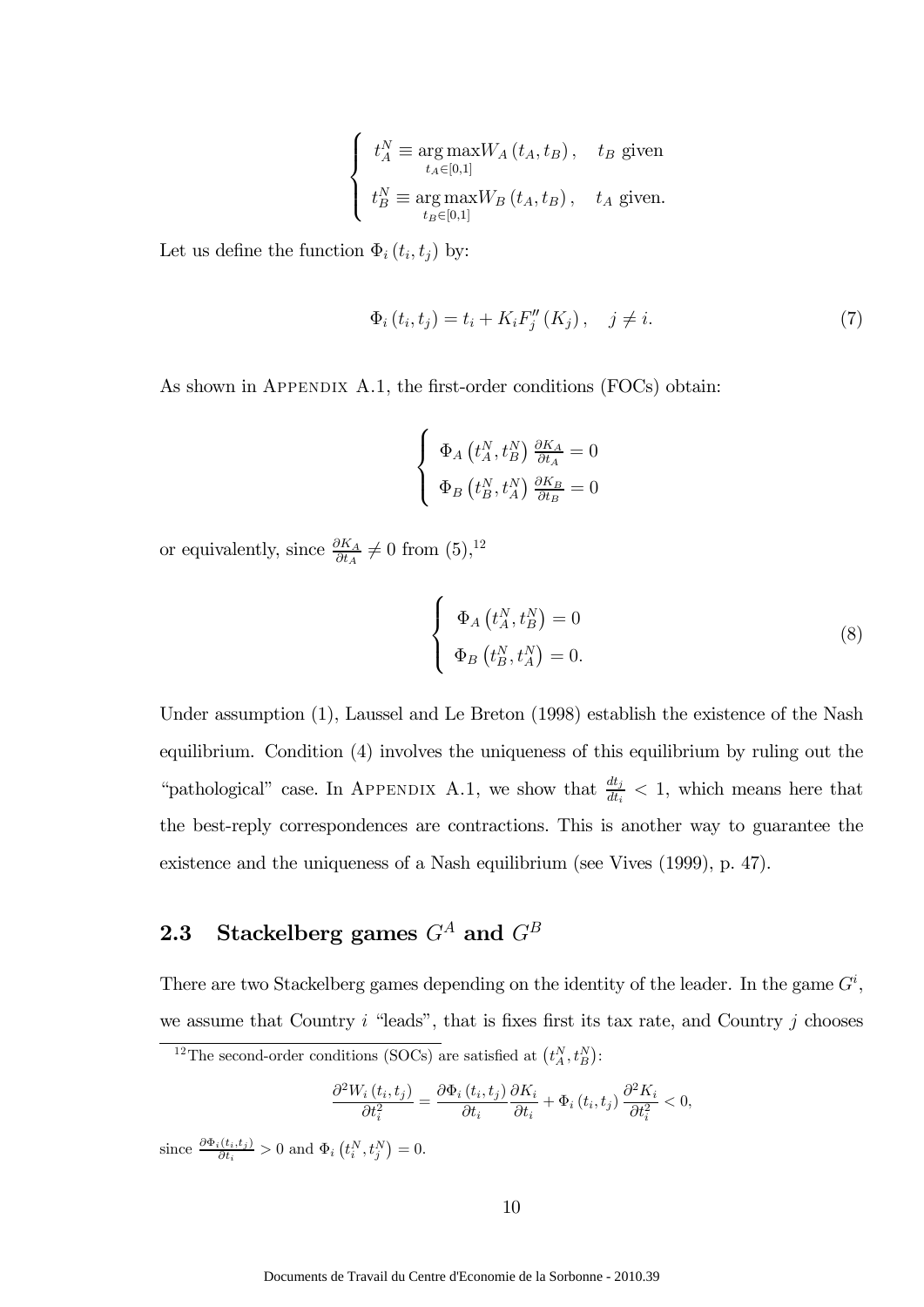$$
\begin{cases}
t_A^N \equiv \underset{t_A \in [0,1]}{\arg\max} W_A(t_A, t_B), & t_B \text{ given} \\
t_B^N \equiv \underset{t_B \in [0,1]}{\arg\max} W_B(t_A, t_B), & t_A \text{ given.}
\end{cases}
$$

Let us define the function $\Phi_i(t_i, t_j)$ by:

$$
\Phi_i(t_i, t_j) = t_i + K_i F_j''(K_j), \quad j \neq i. \tag{7}
$$

As shown in Appendix A.1, the first-order conditions (FOCs) obtain:

$$
\begin{cases}
\Phi_A\left(t_A^N, t_B^N\right) \frac{\partial K_A}{\partial t_A} = 0 \\
\Phi_B\left(t_B^N, t_A^N\right) \frac{\partial K_B}{\partial t_B} = 0
\end{cases}
$$

or equivalently, since $\frac{\partial K_A}{\partial t_A} \neq 0$ from (5),[12]

$$
\begin{cases}
\Phi_A\left(t_A^N, t_B^N\right) = 0 \\
\Phi_B\left(t_B^N, t_A^N\right) = 0.
\end{cases} \tag{8}
$$

Under assumption (1), Laussel and Le Breton (1998) establish the existence of the Nash equilibrium. Condition (4) involves the uniqueness of this equilibrium by ruling out the "pathological" case. In Appendix A.1, we show that $\frac{dt_j}{dt_i} < 1$, which means here that the best-reply correspondences are contractions. This is another way to guarantee the existence and the uniqueness of a Nash equilibrium (see Vives (1999), p. 47).

## 2.3 Stackelberg games $G^A$ and $G^B$

There are two Stackelberg games depending on the identity of the leader. In the game $G^i$, we assume that Country $i$ "leads", that is fixes first its tax rate, and Country $j$ chooses

[12] The second-order conditions (SOCs) are satisfied at $\left(t_A^N, t_B^N\right)$:

$$
\frac{\partial^2 W_i(t_i, t_j)}{\partial t_i^2} = \frac{\partial \Phi_i(t_i, t_j)}{\partial t_i} \frac{\partial K_i}{\partial t_i} + \Phi_i(t_i, t_j) \frac{\partial^2 K_i}{\partial t_i^2} < 0,
$$

since $\frac{\partial \Phi_i(t_i, t_j)}{\partial t_i} > 0$ and $\Phi_i\left(t_i^N, t_j^N\right) = 0$.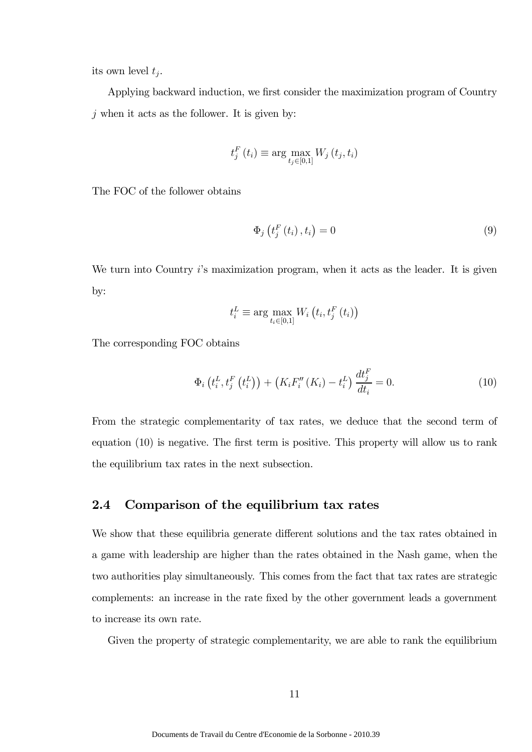its own level $t_j$.

Applying backward induction, we first consider the maximization program of Country $j$ when it acts as the follower. It is given by:

$$t_j^F(t_i) \equiv \arg\max_{t_j \in [0,1]} W_j(t_j, t_i)$$

The FOC of the follower obtains

$$\Phi_j\left(t_j^F(t_i), t_i\right) = 0 \tag{9}$$

We turn into Country $i$'s maximization program, when it acts as the leader. It is given by:

$$t_i^L \equiv \arg\max_{t_i \in [0,1]} W_i\left(t_i, t_j^F(t_i)\right)$$

The corresponding FOC obtains

$$\Phi_i\left(t_i^L, t_j^F\left(t_i^L\right)\right) + \left(K_i F_i''(K_i) - t_i^L\right) \frac{dt_j^F}{dt_i} = 0. \tag{10}$$

From the strategic complementarity of tax rates, we deduce that the second term of equation (10) is negative. The first term is positive. This property will allow us to rank the equilibrium tax rates in the next subsection.

## 2.4 Comparison of the equilibrium tax rates

We show that these equilibria generate different solutions and the tax rates obtained in a game with leadership are higher than the rates obtained in the Nash game, when the two authorities play simultaneously. This comes from the fact that tax rates are strategic complements: an increase in the rate fixed by the other government leads a government to increase its own rate.

Given the property of strategic complementarity, we are able to rank the equilibrium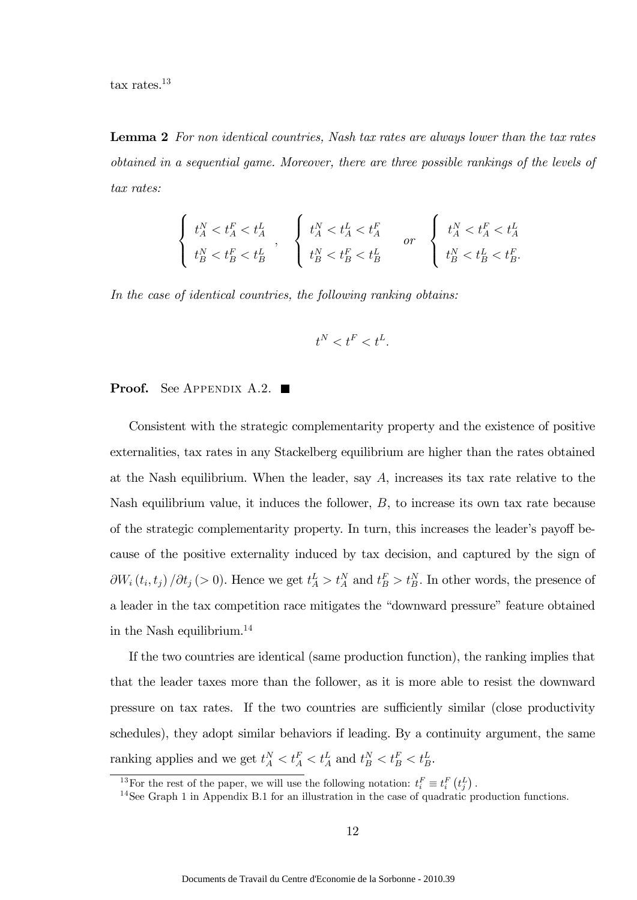tax rates.[13]

**Lemma 2** *For non identical countries, Nash tax rates are always lower than the tax rates obtained in a sequential game. Moreover, there are three possible rankings of the levels of tax rates:*

$$\left\{ \begin{array}{l} t_A^N < t_A^F < t_A^L \\ t_B^N < t_B^F < t_B^L \end{array} \right. , \quad \left\{ \begin{array}{l} t_A^N < t_A^L < t_A^F \\ t_B^N < t_B^F < t_B^L \end{array} \right. \quad or \quad \left\{ \begin{array}{l} t_A^N < t_A^F < t_A^L \\ t_B^N < t_B^L < t_B^F. \end{array} \right.$$

*In the case of identical countries, the following ranking obtains:*

$$t^N < t^F < t^L.$$

**Proof.** See Appendix A.2. ■

Consistent with the strategic complementarity property and the existence of positive externalities, tax rates in any Stackelberg equilibrium are higher than the rates obtained at the Nash equilibrium. When the leader, say $A$, increases its tax rate relative to the Nash equilibrium value, it induces the follower, $B$, to increase its own tax rate because of the strategic complementarity property. In turn, this increases the leader's payoff because of the positive externality induced by tax decision, and captured by the sign of $\partial W_i(t_i, t_j)/\partial t_j \, (> 0)$. Hence we get $t_A^L > t_A^N$ and $t_B^F > t_B^N$. In other words, the presence of a leader in the tax competition race mitigates the "downward pressure" feature obtained in the Nash equilibrium.[14]

If the two countries are identical (same production function), the ranking implies that that the leader taxes more than the follower, as it is more able to resist the downward pressure on tax rates. If the two countries are sufficiently similar (close productivity schedules), they adopt similar behaviors if leading. By a continuity argument, the same ranking applies and we get $t_A^N < t_A^F < t_A^L$ and $t_B^N < t_B^F < t_B^L$.

[13] For the rest of the paper, we will use the following notation: $t_i^F \equiv t_i^F\left(t_j^L\right)$.

[14] See Graph 1 in Appendix B.1 for an illustration in the case of quadratic production functions.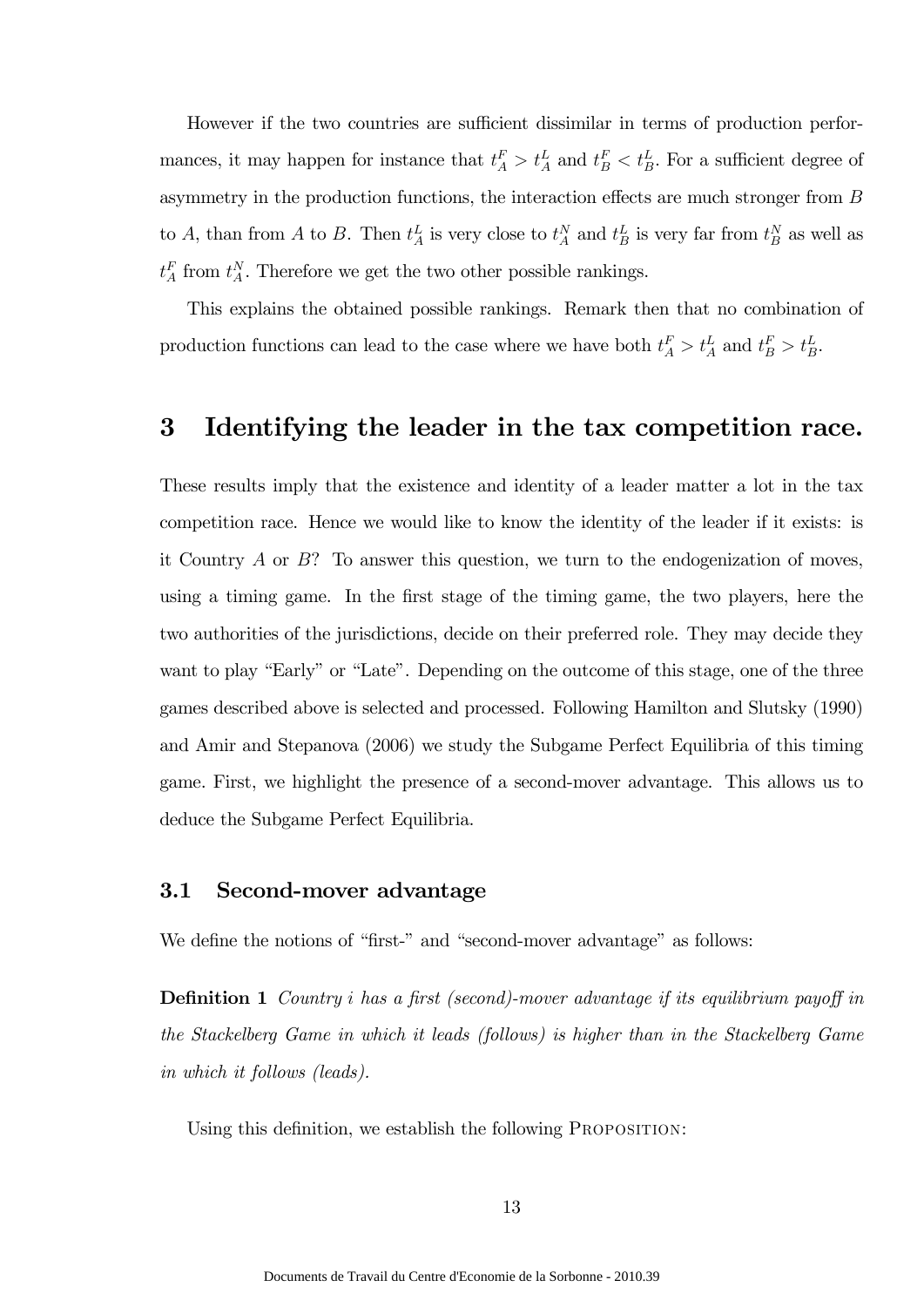However if the two countries are sufficient dissimilar in terms of production performances, it may happen for instance that $t_A^F > t_A^L$ and $t_B^F < t_B^L$. For a sufficient degree of asymmetry in the production functions, the interaction effects are much stronger from $B$ to $A$, than from $A$ to $B$. Then $t_A^L$ is very close to $t_A^N$ and $t_B^L$ is very far from $t_B^N$ as well as $t_A^F$ from $t_A^N$. Therefore we get the two other possible rankings.

This explains the obtained possible rankings. Remark then that no combination of production functions can lead to the case where we have both $t_A^F > t_A^L$ and $t_B^F > t_B^L$.

# 3 Identifying the leader in the tax competition race.

These results imply that the existence and identity of a leader matter a lot in the tax competition race. Hence we would like to know the identity of the leader if it exists: is it Country $A$ or $B$? To answer this question, we turn to the endogenization of moves, using a timing game. In the first stage of the timing game, the two players, here the two authorities of the jurisdictions, decide on their preferred role. They may decide they want to play "Early" or "Late". Depending on the outcome of this stage, one of the three games described above is selected and processed. Following Hamilton and Slutsky (1990) and Amir and Stepanova (2006) we study the Subgame Perfect Equilibria of this timing game. First, we highlight the presence of a second-mover advantage. This allows us to deduce the Subgame Perfect Equilibria.

## 3.1 Second-mover advantage

We define the notions of "first-" and "second-mover advantage" as follows:

**Definition 1** *Country i has a first (second)-mover advantage if its equilibrium payoff in the Stackelberg Game in which it leads (follows) is higher than in the Stackelberg Game in which it follows (leads).*

Using this definition, we establish the following PROPOSITION: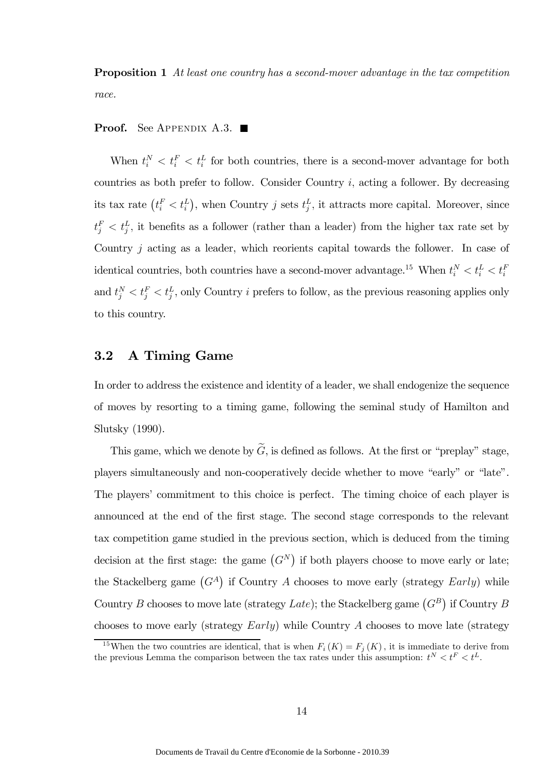**Proposition 1** *At least one country has a second-mover advantage in the tax competition race.*

**Proof.** See Appendix A.3. ■

When $t_i^N < t_i^F < t_i^L$ for both countries, there is a second-mover advantage for both countries as both prefer to follow. Consider Country $i$, acting a follower. By decreasing its tax rate $\left(t_i^F < t_i^L\right)$, when Country $j$ sets $t_j^L$, it attracts more capital. Moreover, since $t_j^F < t_j^L$, it benefits as a follower (rather than a leader) from the higher tax rate set by Country $j$ acting as a leader, which reorients capital towards the follower. In case of identical countries, both countries have a second-mover advantage.[15] When $t_i^N < t_i^L < t_i^F$ and $t_j^N < t_j^F < t_j^L$, only Country $i$ prefers to follow, as the previous reasoning applies only to this country.

## 3.2 A Timing Game

In order to address the existence and identity of a leader, we shall endogenize the sequence of moves by resorting to a timing game, following the seminal study of Hamilton and Slutsky (1990).

This game, which we denote by $\widetilde{G}$, is defined as follows. At the first or "preplay" stage, players simultaneously and non-cooperatively decide whether to move "early" or "late". The players' commitment to this choice is perfect. The timing choice of each player is announced at the end of the first stage. The second stage corresponds to the relevant tax competition game studied in the previous section, which is deduced from the timing decision at the first stage: the game $\left(G^N\right)$ if both players choose to move early or late; the Stackelberg game $\left(G^A\right)$ if Country $A$ chooses to move early (strategy $Early$) while Country $B$ chooses to move late (strategy $Late$); the Stackelberg game $\left(G^B\right)$ if Country $B$ chooses to move early (strategy $Early$) while Country $A$ chooses to move late (strategy

[15] When the two countries are identical, that is when $F_i(K) = F_j(K)$, it is immediate to derive from the previous Lemma the comparison between the tax rates under this assumption: $t^N < t^F < t^L$.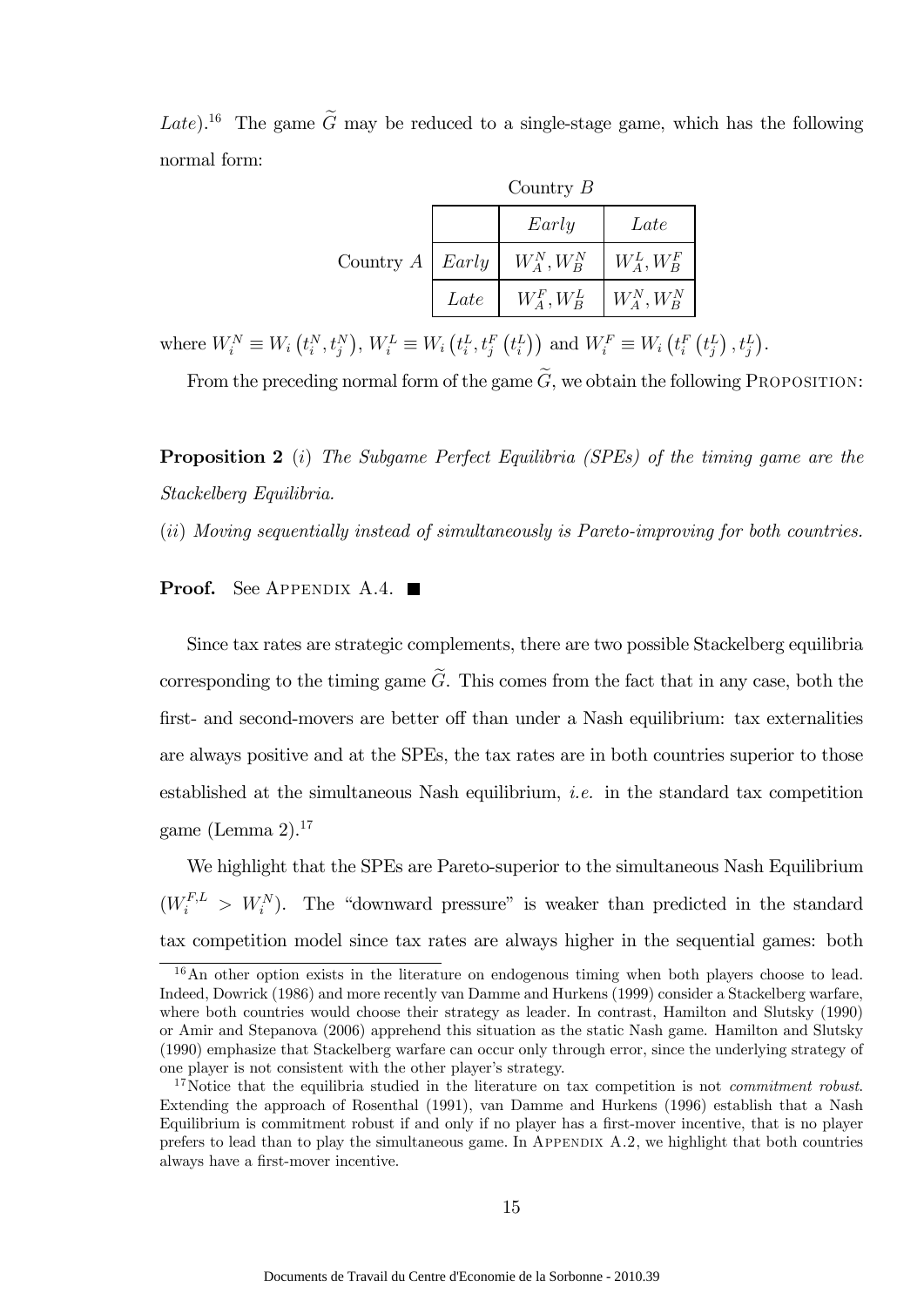*Late*).[16] The game $\widetilde{G}$ may be reduced to a single-stage game, which has the following normal form:

| | | Country $B$ | |
|---|---|---|---|
| | | *Early* | *Late* |
| Country $A$ | *Early* | $W_A^N, W_B^N$ | $W_A^L, W_B^F$ |
| | *Late* | $W_A^F, W_B^L$ | $W_A^N, W_B^N$ |

where $W_i^N \equiv W_i\left(t_i^N, t_j^N\right)$, $W_i^L \equiv W_i\left(t_i^L, t_j^F\left(t_i^L\right)\right)$ and $W_i^F \equiv W_i\left(t_i^F\left(t_j^L\right), t_j^L\right)$.

From the preceding normal form of the game $\widetilde{G}$, we obtain the following Proposition:

**Proposition 2** (*i*) *The Subgame Perfect Equilibria (SPEs) of the timing game are the Stackelberg Equilibria.*

(*ii*) *Moving sequentially instead of simultaneously is Pareto-improving for both countries.*

**Proof.** See Appendix A.4. ∎

Since tax rates are strategic complements, there are two possible Stackelberg equilibria corresponding to the timing game $\widetilde{G}$. This comes from the fact that in any case, both the first- and second-movers are better off than under a Nash equilibrium: tax externalities are always positive and at the SPEs, the tax rates are in both countries superior to those established at the simultaneous Nash equilibrium, *i.e.* in the standard tax competition game (Lemma 2).[17]

We highlight that the SPEs are Pareto-superior to the simultaneous Nash Equilibrium ($W_i^{F,L} > W_i^N$). The "downward pressure" is weaker than predicted in the standard tax competition model since tax rates are always higher in the sequential games: both

[16] An other option exists in the literature on endogenous timing when both players choose to lead. Indeed, Dowrick (1986) and more recently van Damme and Hurkens (1999) consider a Stackelberg warfare, where both countries would choose their strategy as leader. In contrast, Hamilton and Slutsky (1990) or Amir and Stepanova (2006) apprehend this situation as the static Nash game. Hamilton and Slutsky (1990) emphasize that Stackelberg warfare can occur only through error, since the underlying strategy of one player is not consistent with the other player's strategy.

[17] Notice that the equilibria studied in the literature on tax competition is not *commitment robust*. Extending the approach of Rosenthal (1991), van Damme and Hurkens (1996) establish that a Nash Equilibrium is commitment robust if and only if no player has a first-mover incentive, that is no player prefers to lead than to play the simultaneous game. In Appendix A.2, we highlight that both countries always have a first-mover incentive.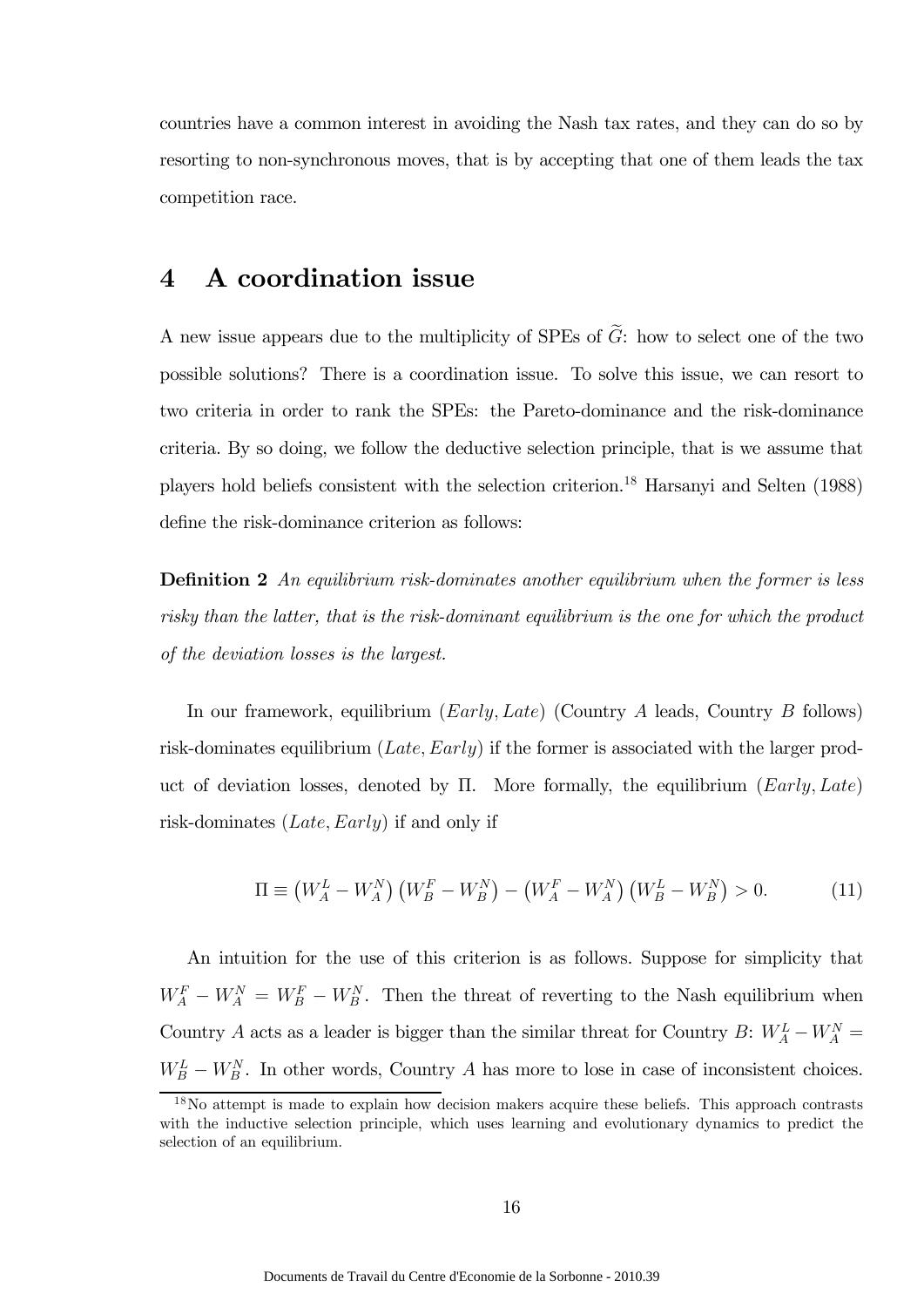countries have a common interest in avoiding the Nash tax rates, and they can do so by resorting to non-synchronous moves, that is by accepting that one of them leads the tax competition race.

# 4 A coordination issue

A new issue appears due to the multiplicity of SPEs of $\widetilde{G}$: how to select one of the two possible solutions? There is a coordination issue. To solve this issue, we can resort to two criteria in order to rank the SPEs: the Pareto-dominance and the risk-dominance criteria. By so doing, we follow the deductive selection principle, that is we assume that players hold beliefs consistent with the selection criterion.[18] Harsanyi and Selten (1988) define the risk-dominance criterion as follows:

**Definition 2** *An equilibrium risk-dominates another equilibrium when the former is less risky than the latter, that is the risk-dominant equilibrium is the one for which the product of the deviation losses is the largest.*

In our framework, equilibrium $(Early, Late)$ (Country $A$ leads, Country $B$ follows) risk-dominates equilibrium $(Late, Early)$ if the former is associated with the larger product of deviation losses, denoted by $\Pi$. More formally, the equilibrium $(Early, Late)$ risk-dominates $(Late, Early)$ if and only if

$$\Pi \equiv \left(W_A^L - W_A^N\right)\left(W_B^F - W_B^N\right) - \left(W_A^F - W_A^N\right)\left(W_B^L - W_B^N\right) > 0. \tag{11}$$

An intuition for the use of this criterion is as follows. Suppose for simplicity that $W_A^F - W_A^N = W_B^F - W_B^N$. Then the threat of reverting to the Nash equilibrium when Country $A$ acts as a leader is bigger than the similar threat for Country $B$: $W_A^L - W_A^N = W_B^L - W_B^N$. In other words, Country $A$ has more to lose in case of inconsistent choices.

[18] No attempt is made to explain how decision makers acquire these beliefs. This approach contrasts with the inductive selection principle, which uses learning and evolutionary dynamics to predict the selection of an equilibrium.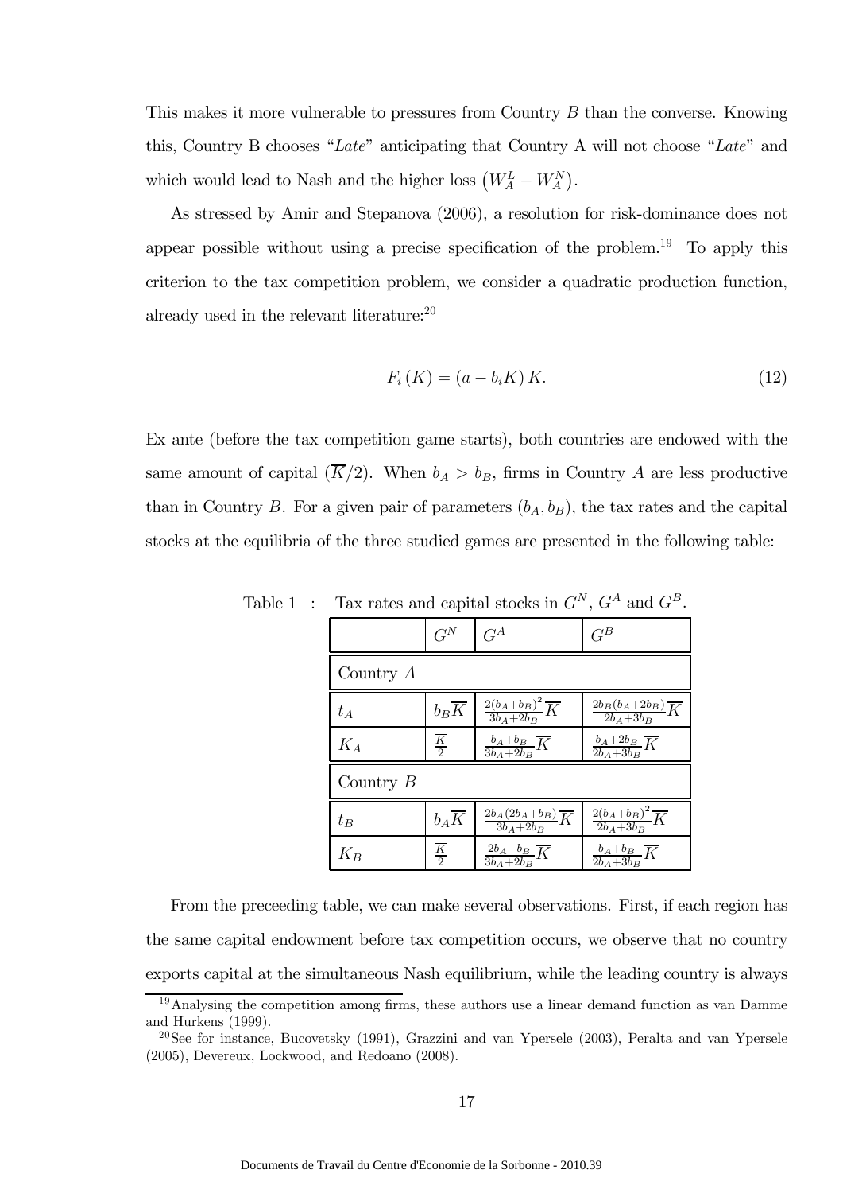This makes it more vulnerable to pressures from Country $B$ than the converse. Knowing this, Country B chooses "*Late*" anticipating that Country A will not choose "*Late*" and which would lead to Nash and the higher loss $\left(W_A^L - W_A^N\right)$.

As stressed by Amir and Stepanova (2006), a resolution for risk-dominance does not appear possible without using a precise specification of the problem.[19] To apply this criterion to the tax competition problem, we consider a quadratic production function, already used in the relevant literature:[20]

$$F_i\left(K\right) = \left(a - b_i K\right) K. \tag{12}$$

Ex ante (before the tax competition game starts), both countries are endowed with the same amount of capital $(\overline{K}/2)$. When $b_A > b_B$, firms in Country $A$ are less productive than in Country $B$. For a given pair of parameters $(b_A, b_B)$, the tax rates and the capital stocks at the equilibria of the three studied games are presented in the following table:

Table 1 : Tax rates and capital stocks in $G^N$, $G^A$ and $G^B$.

| | $G^N$ | $G^A$ | $G^B$ |
|---|---|---|---|
| Country $A$ | | | |
| $t_A$ | $b_B\overline{K}$ | $\frac{2(b_A+b_B)^2}{3b_A+2b_B}\overline{K}$ | $\frac{2b_B(b_A+2b_B)}{2b_A+3b_B}\overline{K}$ |
| $K_A$ | $\frac{\overline{K}}{2}$ | $\frac{b_A+b_B}{3b_A+2b_B}\overline{K}$ | $\frac{b_A+2b_B}{2b_A+3b_B}\overline{K}$ |
| Country $B$ | | | |
| $t_B$ | $b_A\overline{K}$ | $\frac{2b_A(2b_A+b_B)}{3b_A+2b_B}\overline{K}$ | $\frac{2(b_A+b_B)^2}{2b_A+3b_B}\overline{K}$ |
| $K_B$ | $\frac{\overline{K}}{2}$ | $\frac{2b_A+b_B}{3b_A+2b_B}\overline{K}$ | $\frac{b_A+b_B}{2b_A+3b_B}\overline{K}$ |

From the preceeding table, we can make several observations. First, if each region has the same capital endowment before tax competition occurs, we observe that no country exports capital at the simultaneous Nash equilibrium, while the leading country is always

[19] Analysing the competition among firms, these authors use a linear demand function as van Damme and Hurkens (1999).

[20] See for instance, Bucovetsky (1991), Grazzini and van Ypersele (2003), Peralta and van Ypersele (2005), Devereux, Lockwood, and Redoano (2008).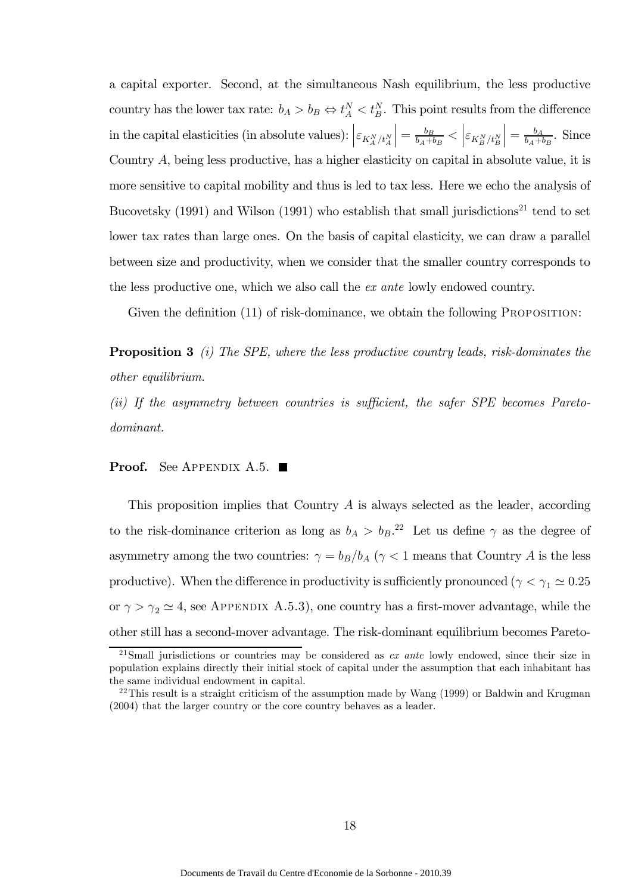a capital exporter. Second, at the simultaneous Nash equilibrium, the less productive country has the lower tax rate: $b_A > b_B \Leftrightarrow t_A^N < t_B^N$. This point results from the difference in the capital elasticities (in absolute values): $\left|\varepsilon_{K_A^N/t_A^N}\right| = \frac{b_B}{b_A+b_B} < \left|\varepsilon_{K_B^N/t_B^N}\right| = \frac{b_A}{b_A+b_B}$. Since Country $A$, being less productive, has a higher elasticity on capital in absolute value, it is more sensitive to capital mobility and thus is led to tax less. Here we echo the analysis of Bucovetsky (1991) and Wilson (1991) who establish that small jurisdictions[21] tend to set lower tax rates than large ones. On the basis of capital elasticity, we can draw a parallel between size and productivity, when we consider that the smaller country corresponds to the less productive one, which we also call the *ex ante* lowly endowed country.

Given the definition (11) of risk-dominance, we obtain the following PROPOSITION:

**Proposition 3** *(i) The SPE, where the less productive country leads, risk-dominates the other equilibrium.*

*(ii) If the asymmetry between countries is sufficient, the safer SPE becomes Pareto-dominant.*

**Proof.** See APPENDIX A.5. ■

This proposition implies that Country $A$ is always selected as the leader, according to the risk-dominance criterion as long as $b_A > b_B$.[22] Let us define $\gamma$ as the degree of asymmetry among the two countries: $\gamma = b_B/b_A$ ($\gamma < 1$ means that Country $A$ is the less productive). When the difference in productivity is sufficiently pronounced ($\gamma < \gamma_1 \simeq 0.25$ or $\gamma > \gamma_2 \simeq 4$, see APPENDIX A.5.3), one country has a first-mover advantage, while the other still has a second-mover advantage. The risk-dominant equilibrium becomes Pareto-

[21] Small jurisdictions or countries may be considered as *ex ante* lowly endowed, since their size in population explains directly their initial stock of capital under the assumption that each inhabitant has the same individual endowment in capital.

[22] This result is a straight criticism of the assumption made by Wang (1999) or Baldwin and Krugman (2004) that the larger country or the core country behaves as a leader.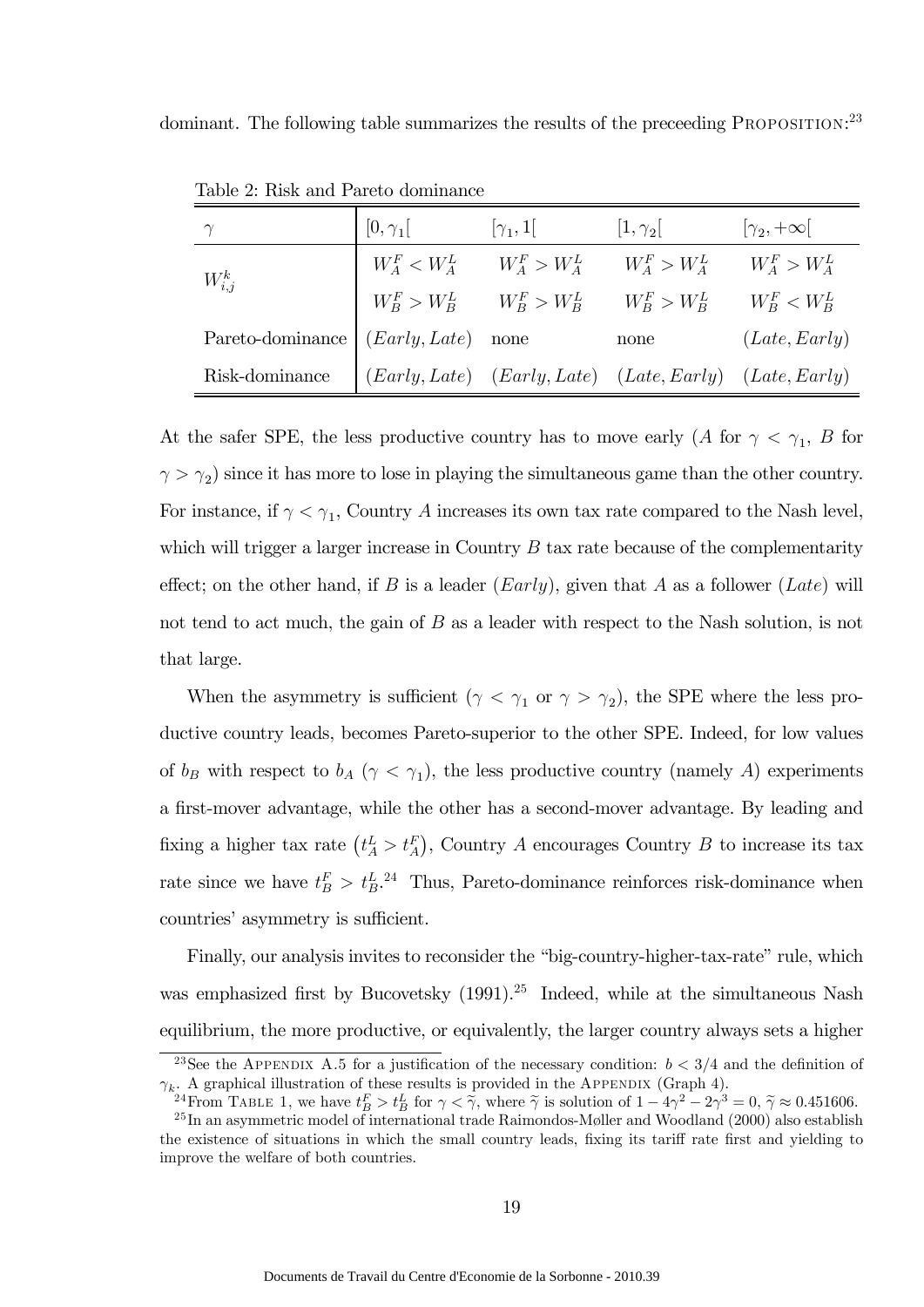dominant. The following table summarizes the results of the preceeding PROPOSITION:[23]

Table 2: Risk and Pareto dominance

| $\gamma$ | $[0, \gamma_1[$ | $[\gamma_1, 1[$ | $[1, \gamma_2[$ | $[\gamma_2, +\infty[$ |
|---|---|---|---|---|
| $W_{i,j}^k$ | $W_A^F < W_A^L$ | $W_A^F > W_A^L$ | $W_A^F > W_A^L$ | $W_A^F > W_A^L$ |
| | $W_B^F > W_B^L$ | $W_B^F > W_B^L$ | $W_B^F > W_B^L$ | $W_B^F < W_B^L$ |
| Pareto-dominance | $(Early, Late)$ | none | none | $(Late, Early)$ |
| Risk-dominance | $(Early, Late)$ | $(Early, Late)$ | $(Late, Early)$ | $(Late, Early)$ |

At the safer SPE, the less productive country has to move early ($A$ for $\gamma < \gamma_1$, $B$ for $\gamma > \gamma_2$) since it has more to lose in playing the simultaneous game than the other country. For instance, if $\gamma < \gamma_1$, Country $A$ increases its own tax rate compared to the Nash level, which will trigger a larger increase in Country $B$ tax rate because of the complementarity effect; on the other hand, if $B$ is a leader ($Early$), given that $A$ as a follower ($Late$) will not tend to act much, the gain of $B$ as a leader with respect to the Nash solution, is not that large.

When the asymmetry is sufficient ($\gamma < \gamma_1$ or $\gamma > \gamma_2$), the SPE where the less productive country leads, becomes Pareto-superior to the other SPE. Indeed, for low values of $b_B$ with respect to $b_A$ ($\gamma < \gamma_1$), the less productive country (namely $A$) experiments a first-mover advantage, while the other has a second-mover advantage. By leading and fixing a higher tax rate $\left(t_A^L > t_A^F\right)$, Country $A$ encourages Country $B$ to increase its tax rate since we have $t_B^F > t_B^L$.[24] Thus, Pareto-dominance reinforces risk-dominance when countries' asymmetry is sufficient.

Finally, our analysis invites to reconsider the "big-country-higher-tax-rate" rule, which was emphasized first by Bucovetsky (1991).[25] Indeed, while at the simultaneous Nash equilibrium, the more productive, or equivalently, the larger country always sets a higher

[23] See the APPENDIX A.5 for a justification of the necessary condition: $b < 3/4$ and the definition of $\gamma_k$. A graphical illustration of these results is provided in the APPENDIX (Graph 4).

[24] From TABLE 1, we have $t_B^F > t_B^L$ for $\gamma < \widetilde{\gamma}$, where $\widetilde{\gamma}$ is solution of $1 - 4\gamma^2 - 2\gamma^3 = 0$, $\widetilde{\gamma} \approx 0.451606$.

[25] In an asymmetric model of international trade Raimondos-Møller and Woodland (2000) also establish the existence of situations in which the small country leads, fixing its tariff rate first and yielding to improve the welfare of both countries.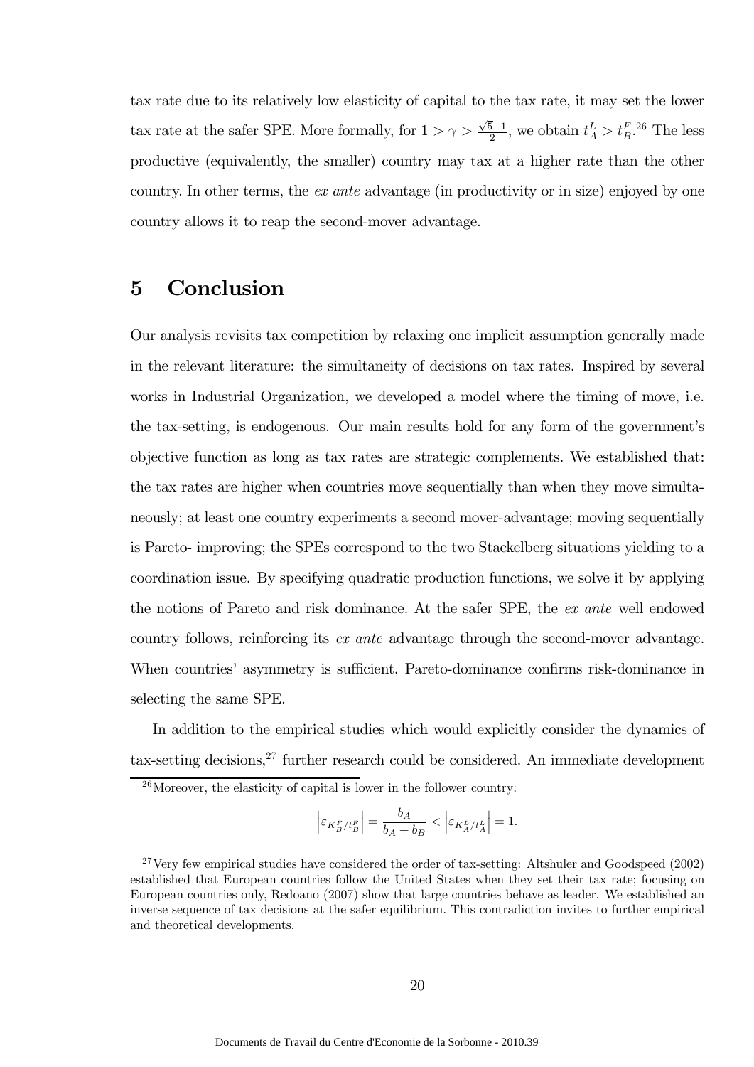tax rate due to its relatively low elasticity of capital to the tax rate, it may set the lower tax rate at the safer SPE. More formally, for $1 > \gamma > \frac{\sqrt{5}-1}{2}$, we obtain $t_A^L > t_B^F$.[26] The less productive (equivalently, the smaller) country may tax at a higher rate than the other country. In other terms, the *ex ante* advantage (in productivity or in size) enjoyed by one country allows it to reap the second-mover advantage.

# 5 Conclusion

Our analysis revisits tax competition by relaxing one implicit assumption generally made in the relevant literature: the simultaneity of decisions on tax rates. Inspired by several works in Industrial Organization, we developed a model where the timing of move, i.e. the tax-setting, is endogenous. Our main results hold for any form of the government's objective function as long as tax rates are strategic complements. We established that: the tax rates are higher when countries move sequentially than when they move simultaneously; at least one country experiments a second mover-advantage; moving sequentially is Pareto- improving; the SPEs correspond to the two Stackelberg situations yielding to a coordination issue. By specifying quadratic production functions, we solve it by applying the notions of Pareto and risk dominance. At the safer SPE, the *ex ante* well endowed country follows, reinforcing its *ex ante* advantage through the second-mover advantage. When countries' asymmetry is sufficient, Pareto-dominance confirms risk-dominance in selecting the same SPE.

In addition to the empirical studies which would explicitly consider the dynamics of tax-setting decisions,[27] further research could be considered. An immediate development

[26] Moreover, the elasticity of capital is lower in the follower country:

$$\left|\varepsilon_{K_B^F/t_B^F}\right| = \frac{b_A}{b_A + b_B} < \left|\varepsilon_{K_A^L/t_A^L}\right| = 1.$$

[27] Very few empirical studies have considered the order of tax-setting: Altshuler and Goodspeed (2002) established that European countries follow the United States when they set their tax rate; focusing on European countries only, Redoano (2007) show that large countries behave as leader. We established an inverse sequence of tax decisions at the safer equilibrium. This contradiction invites to further empirical and theoretical developments.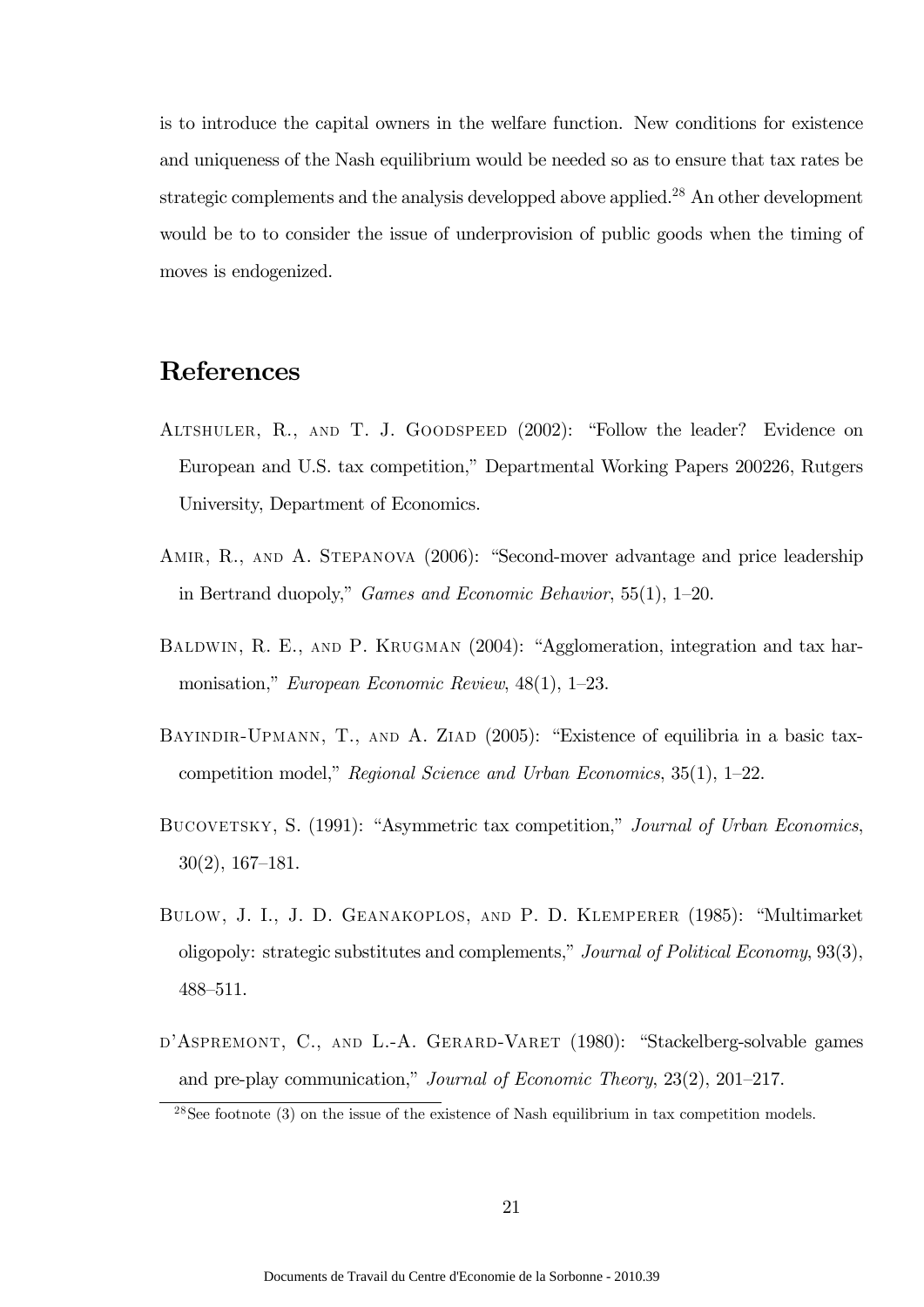is to introduce the capital owners in the welfare function. New conditions for existence and uniqueness of the Nash equilibrium would be needed so as to ensure that tax rates be strategic complements and the analysis developped above applied.[28] An other development would be to to consider the issue of underprovision of public goods when the timing of moves is endogenized.

# References

Altshuler, R., and T. J. Goodspeed (2002): "Follow the leader? Evidence on European and U.S. tax competition," Departmental Working Papers 200226, Rutgers University, Department of Economics.

Amir, R., and A. Stepanova (2006): "Second-mover advantage and price leadership in Bertrand duopoly," *Games and Economic Behavior*, 55(1), 1–20.

Baldwin, R. E., and P. Krugman (2004): "Agglomeration, integration and tax harmonisation," *European Economic Review*, 48(1), 1–23.

Bayindir-Upmann, T., and A. Ziad (2005): "Existence of equilibria in a basic tax-competition model," *Regional Science and Urban Economics*, 35(1), 1–22.

Bucovetsky, S. (1991): "Asymmetric tax competition," *Journal of Urban Economics*, 30(2), 167–181.

Bulow, J. I., J. D. Geanakoplos, and P. D. Klemperer (1985): "Multimarket oligopoly: strategic substitutes and complements," *Journal of Political Economy*, 93(3), 488–511.

d'Aspremont, C., and L.-A. Gerard-Varet (1980): "Stackelberg-solvable games and pre-play communication," *Journal of Economic Theory*, 23(2), 201–217.

[28] See footnote (3) on the issue of the existence of Nash equilibrium in tax competition models.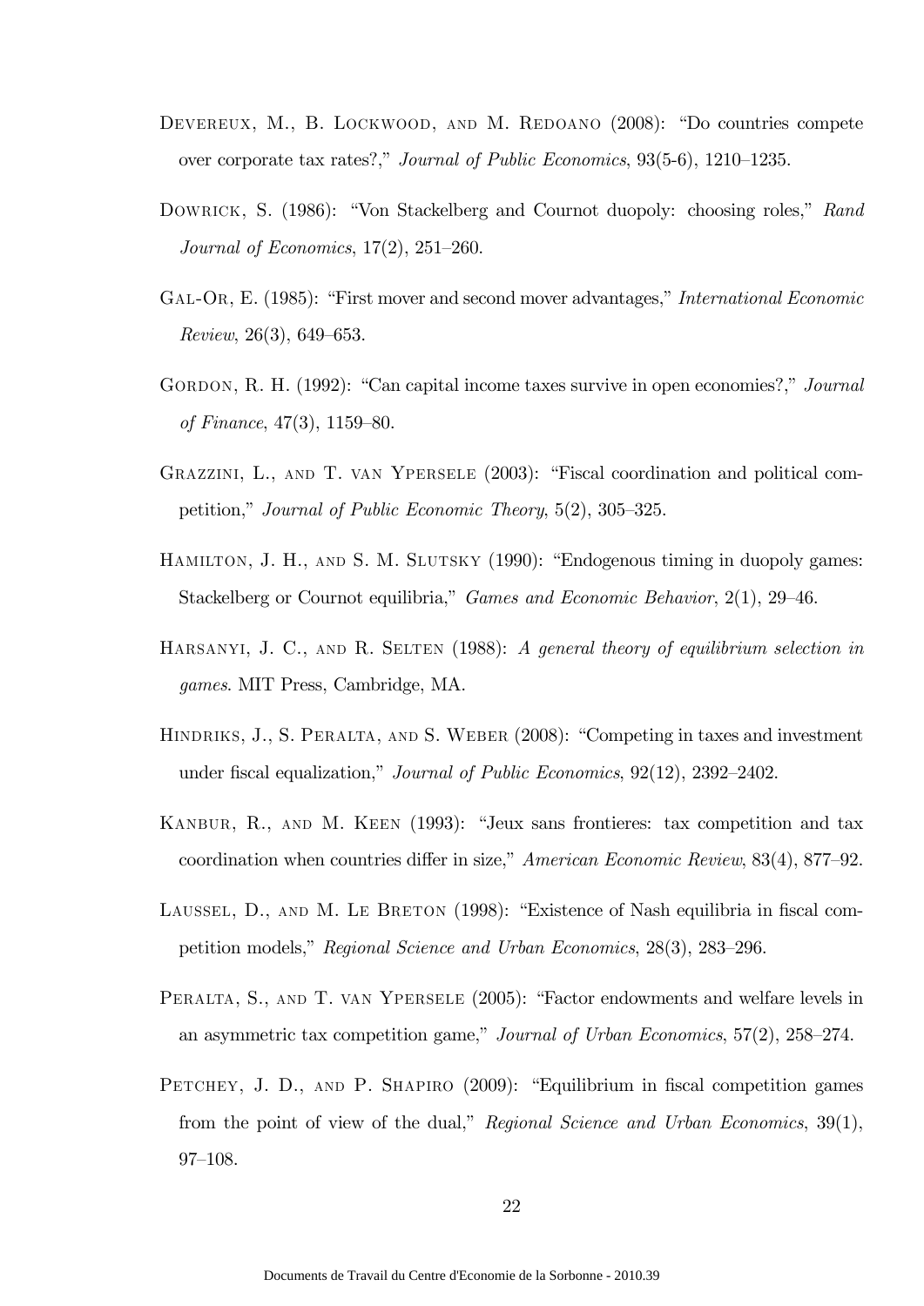Devereux, M., B. Lockwood, and M. Redoano (2008): "Do countries compete over corporate tax rates?," *Journal of Public Economics*, 93(5-6), 1210–1235.

Dowrick, S. (1986): "Von Stackelberg and Cournot duopoly: choosing roles," *Rand Journal of Economics*, 17(2), 251–260.

Gal-Or, E. (1985): "First mover and second mover advantages," *International Economic Review*, 26(3), 649–653.

Gordon, R. H. (1992): "Can capital income taxes survive in open economies?," *Journal of Finance*, 47(3), 1159–80.

Grazzini, L., and T. van Ypersele (2003): "Fiscal coordination and political competition," *Journal of Public Economic Theory*, 5(2), 305–325.

Hamilton, J. H., and S. M. Slutsky (1990): "Endogenous timing in duopoly games: Stackelberg or Cournot equilibria," *Games and Economic Behavior*, 2(1), 29–46.

Harsanyi, J. C., and R. Selten (1988): *A general theory of equilibrium selection in games*. MIT Press, Cambridge, MA.

Hindriks, J., S. Peralta, and S. Weber (2008): "Competing in taxes and investment under fiscal equalization," *Journal of Public Economics*, 92(12), 2392–2402.

Kanbur, R., and M. Keen (1993): "Jeux sans frontieres: tax competition and tax coordination when countries differ in size," *American Economic Review*, 83(4), 877–92.

Laussel, D., and M. Le Breton (1998): "Existence of Nash equilibria in fiscal competition models," *Regional Science and Urban Economics*, 28(3), 283–296.

Peralta, S., and T. van Ypersele (2005): "Factor endowments and welfare levels in an asymmetric tax competition game," *Journal of Urban Economics*, 57(2), 258–274.

Petchey, J. D., and P. Shapiro (2009): "Equilibrium in fiscal competition games from the point of view of the dual," *Regional Science and Urban Economics*, 39(1), 97–108.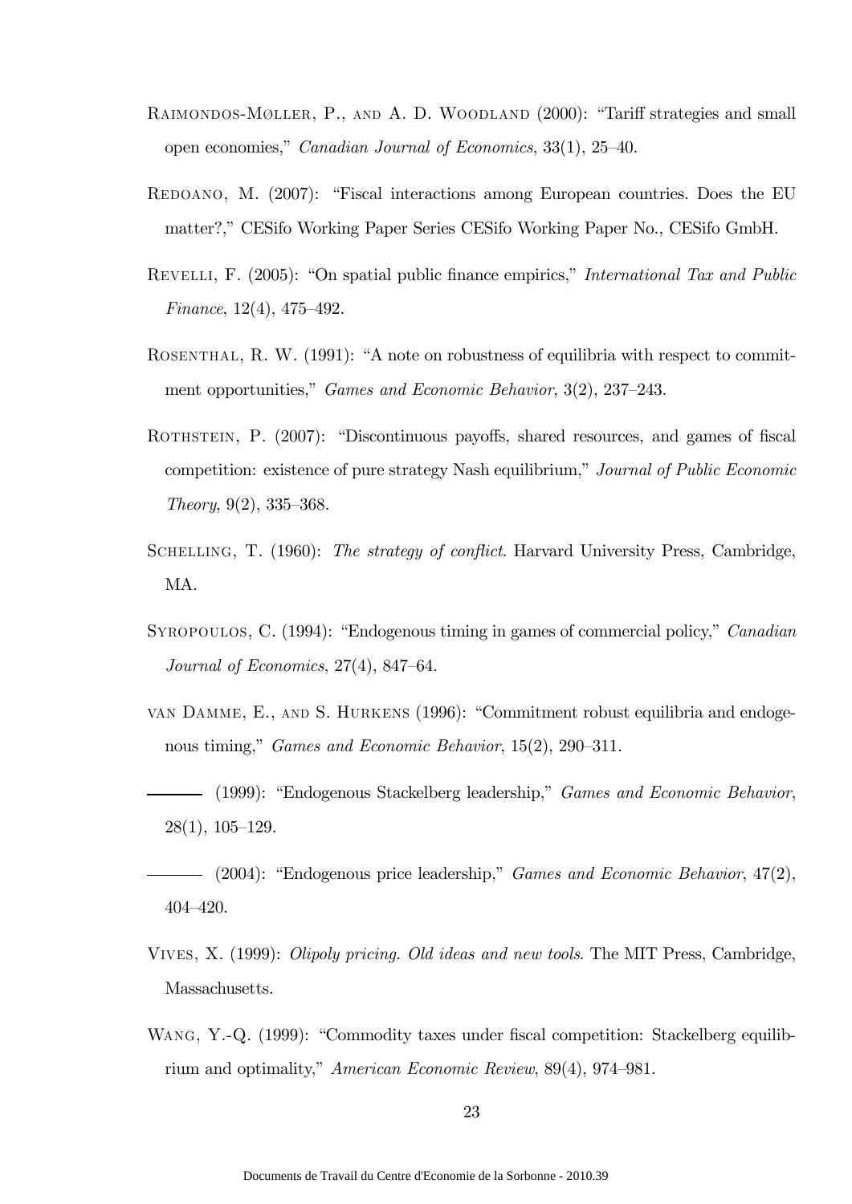Raimondos-Møller, P., and A. D. Woodland (2000): "Tariff strategies and small open economies," *Canadian Journal of Economics*, 33(1), 25–40.

Redoano, M. (2007): "Fiscal interactions among European countries. Does the EU matter?," CESifo Working Paper Series CESifo Working Paper No., CESifo GmbH.

Revelli, F. (2005): "On spatial public finance empirics," *International Tax and Public Finance*, 12(4), 475–492.

Rosenthal, R. W. (1991): "A note on robustness of equilibria with respect to commitment opportunities," *Games and Economic Behavior*, 3(2), 237–243.

Rothstein, P. (2007): "Discontinuous payoffs, shared resources, and games of fiscal competition: existence of pure strategy Nash equilibrium," *Journal of Public Economic Theory*, 9(2), 335–368.

Schelling, T. (1960): *The strategy of conflict*. Harvard University Press, Cambridge, MA.

Syropoulos, C. (1994): "Endogenous timing in games of commercial policy," *Canadian Journal of Economics*, 27(4), 847–64.

van Damme, E., and S. Hurkens (1996): "Commitment robust equilibria and endogenous timing," *Games and Economic Behavior*, 15(2), 290–311.

——— (1999): "Endogenous Stackelberg leadership," *Games and Economic Behavior*, 28(1), 105–129.

——— (2004): "Endogenous price leadership," *Games and Economic Behavior*, 47(2), 404–420.

Vives, X. (1999): *Olipoly pricing. Old ideas and new tools*. The MIT Press, Cambridge, Massachusetts.

Wang, Y.-Q. (1999): "Commodity taxes under fiscal competition: Stackelberg equilibrium and optimality," *American Economic Review*, 89(4), 974–981.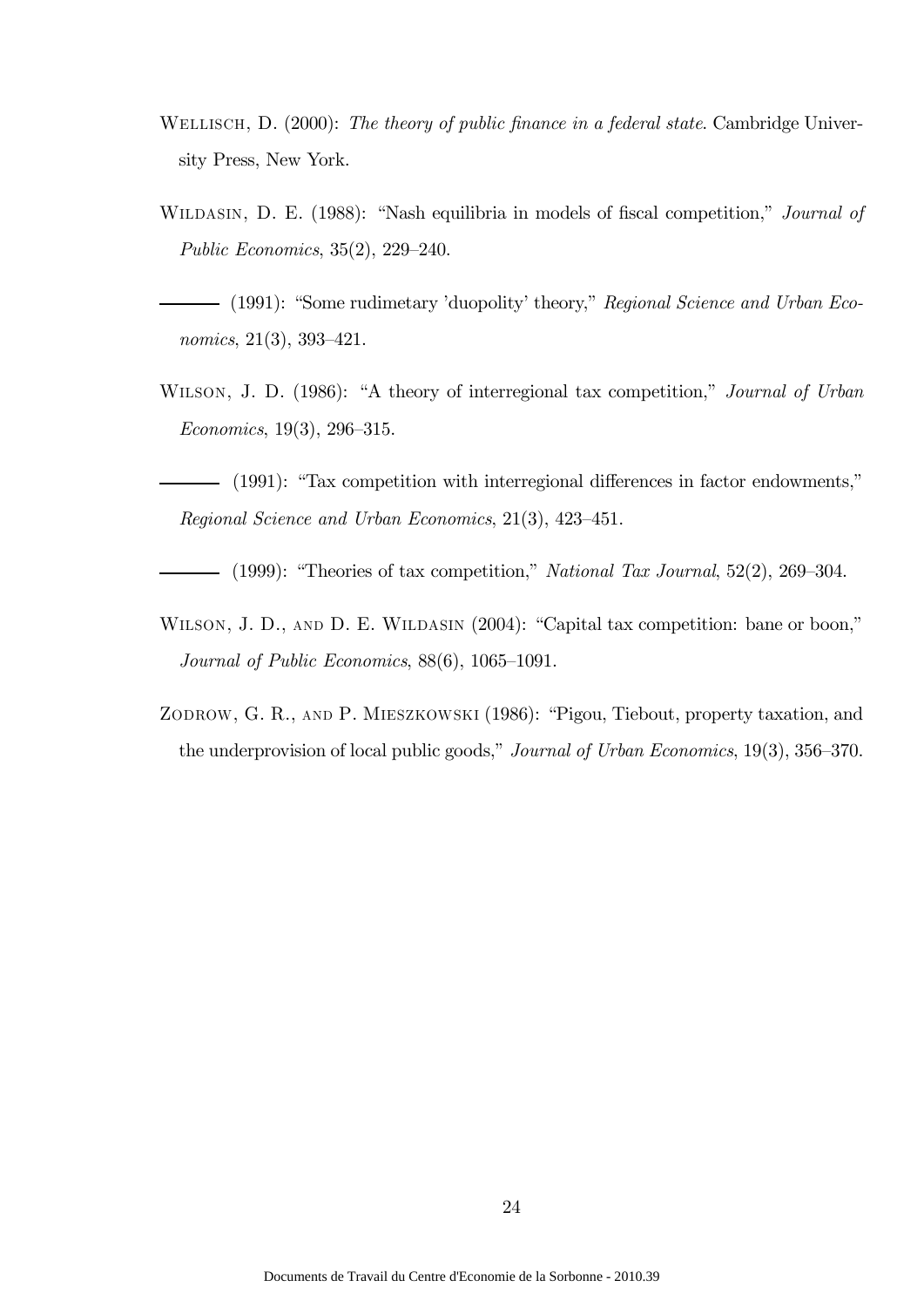WELLISCH, D. (2000): *The theory of public finance in a federal state*. Cambridge University Press, New York.

WILDASIN, D. E. (1988): "Nash equilibria in models of fiscal competition," *Journal of Public Economics*, 35(2), 229–240.

——— (1991): "Some rudimetary 'duopolity' theory," *Regional Science and Urban Economics*, 21(3), 393–421.

WILSON, J. D. (1986): "A theory of interregional tax competition," *Journal of Urban Economics*, 19(3), 296–315.

——— (1991): "Tax competition with interregional differences in factor endowments," *Regional Science and Urban Economics*, 21(3), 423–451.

——— (1999): "Theories of tax competition," *National Tax Journal*, 52(2), 269–304.

WILSON, J. D., AND D. E. WILDASIN (2004): "Capital tax competition: bane or boon," *Journal of Public Economics*, 88(6), 1065–1091.

ZODROW, G. R., AND P. MIESZKOWSKI (1986): "Pigou, Tiebout, property taxation, and the underprovision of local public goods," *Journal of Urban Economics*, 19(3), 356–370.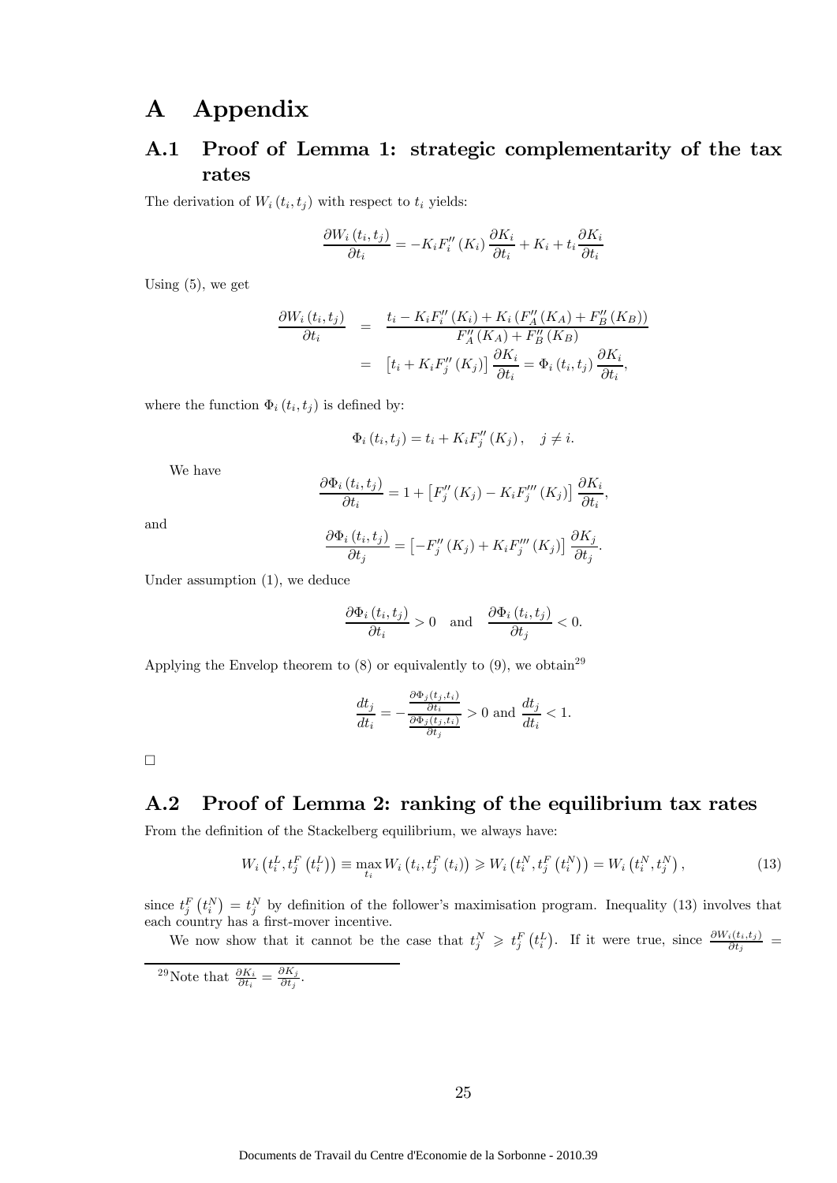# A Appendix

## A.1 Proof of Lemma 1: strategic complementarity of the tax rates

The derivation of $W_i(t_i, t_j)$ with respect to $t_i$ yields:

$$\frac{\partial W_i(t_i, t_j)}{\partial t_i} = -K_i F_i''(K_i) \frac{\partial K_i}{\partial t_i} + K_i + t_i \frac{\partial K_i}{\partial t_i}$$

Using (5), we get

$$\begin{aligned}
\frac{\partial W_i(t_i, t_j)}{\partial t_i} &= \frac{t_i - K_i F_i''(K_i) + K_i \left(F_A''(K_A) + F_B''(K_B)\right)}{F_A''(K_A) + F_B''(K_B)} \\
&= \left[t_i + K_i F_j''(K_j)\right] \frac{\partial K_i}{\partial t_i} = \Phi_i(t_i, t_j) \frac{\partial K_i}{\partial t_i},
\end{aligned}$$

where the function $\Phi_i(t_i, t_j)$ is defined by:

$$\Phi_i(t_i, t_j) = t_i + K_i F_j''(K_j), \quad j \neq i.$$

We have

$$\frac{\partial \Phi_i(t_i, t_j)}{\partial t_i} = 1 + \left[F_j''(K_j) - K_i F_j'''(K_j)\right] \frac{\partial K_i}{\partial t_i},$$

and

$$\frac{\partial \Phi_i(t_i, t_j)}{\partial t_j} = \left[-F_j''(K_j) + K_i F_j'''(K_j)\right] \frac{\partial K_j}{\partial t_j}.$$

Under assumption (1), we deduce

$$\frac{\partial \Phi_i(t_i, t_j)}{\partial t_i} > 0 \quad \text{and} \quad \frac{\partial \Phi_i(t_i, t_j)}{\partial t_j} < 0.$$

Applying the Envelop theorem to (8) or equivalently to (9), we obtain[29]

$$\frac{dt_j}{dt_i} = -\frac{\frac{\partial \Phi_j(t_j, t_i)}{\partial t_i}}{\frac{\partial \Phi_j(t_j, t_i)}{\partial t_j}} > 0 \text{ and } \frac{dt_j}{dt_i} < 1.$$

□

## A.2 Proof of Lemma 2: ranking of the equilibrium tax rates

From the definition of the Stackelberg equilibrium, we always have:

$$W_i\left(t_i^L, t_j^F\left(t_i^L\right)\right) \equiv \max_{t_i} W_i\left(t_i, t_j^F(t_i)\right) \geqslant W_i\left(t_i^N, t_j^F\left(t_i^N\right)\right) = W_i\left(t_i^N, t_j^N\right), \tag{13}$$

since $t_j^F\left(t_i^N\right) = t_j^N$ by definition of the follower's maximisation program. Inequality (13) involves that each country has a first-mover incentive.

We now show that it cannot be the case that $t_j^N \geqslant t_j^F\left(t_i^L\right)$. If it were true, since $\frac{\partial W_i(t_i, t_j)}{\partial t_j} =$

[29] Note that $\frac{\partial K_i}{\partial t_i} = \frac{\partial K_j}{\partial t_j}$.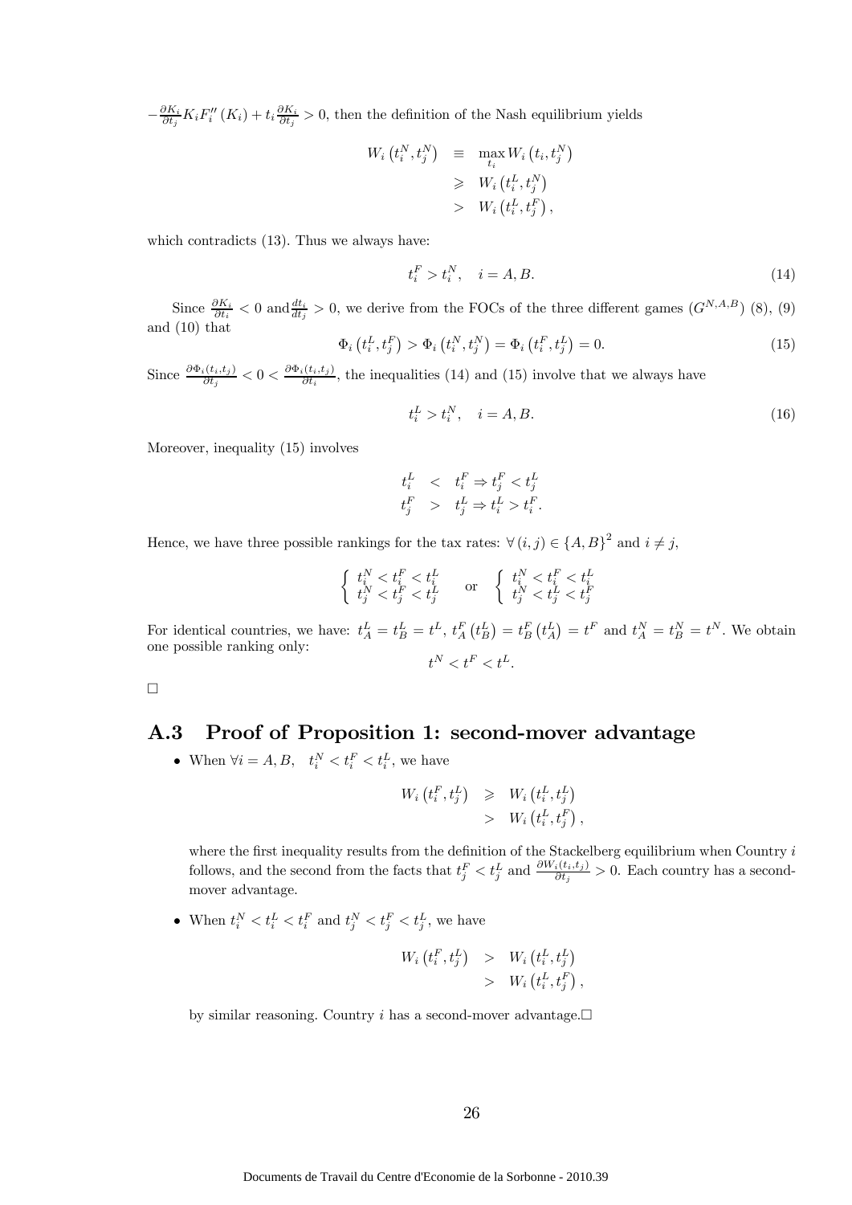$-\frac{\partial K_i}{\partial t_j} K_i F_i''(K_i) + t_i \frac{\partial K_i}{\partial t_j} > 0$, then the definition of the Nash equilibrium yields

$$
\begin{aligned}
W_i\left(t_i^N, t_j^N\right) &\equiv \max_{t_i} W_i\left(t_i, t_j^N\right) \\
&\geqslant W_i\left(t_i^L, t_j^N\right) \\
&> W_i\left(t_i^L, t_j^F\right),
\end{aligned}
$$

which contradicts (13). Thus we always have:

$$
t_i^F > t_i^N, \quad i = A, B. \tag{14}
$$

Since $\frac{\partial K_i}{\partial t_i} < 0$ and $\frac{dt_i}{dt_j} > 0$, we derive from the FOCs of the three different games ($G^{N,A,B}$) (8), (9) and (10) that

$$
\Phi_i\left(t_i^L, t_j^F\right) > \Phi_i\left(t_i^N, t_j^N\right) = \Phi_i\left(t_i^F, t_j^L\right) = 0. \tag{15}
$$

Since $\frac{\partial \Phi_i(t_i,t_j)}{\partial t_j} < 0 < \frac{\partial \Phi_i(t_i,t_j)}{\partial t_i}$, the inequalities (14) and (15) involve that we always have

$$
t_i^L > t_i^N, \quad i = A, B. \tag{16}
$$

Moreover, inequality (15) involves

$$
\begin{aligned}
t_i^L &< t_i^F \Rightarrow t_j^F < t_j^L \\
t_j^F &> t_j^L \Rightarrow t_i^L > t_i^F.
\end{aligned}
$$

Hence, we have three possible rankings for the tax rates: $\forall (i,j) \in \{A, B\}^2$ and $i \neq j$,

$$
\left\{ \begin{array}{l} t_i^N < t_i^F < t_i^L \\ t_j^N < t_j^F < t_j^L \end{array} \right. \quad \text{or} \quad \left\{ \begin{array}{l} t_i^N < t_i^F < t_i^L \\ t_j^N < t_j^L < t_j^F \end{array} \right.
$$

For identical countries, we have: $t_A^L = t_B^L = t^L$, $t_A^F\left(t_B^L\right) = t_B^F\left(t_A^L\right) = t^F$ and $t_A^N = t_B^N = t^N$. We obtain one possible ranking only:

$$
t^N < t^F < t^L.
$$

□

## A.3 Proof of Proposition 1: second-mover advantage

- When $\forall i = A, B, \quad t_i^N < t_i^F < t_i^L$, we have

$$
\begin{aligned}
W_i\left(t_i^F, t_j^L\right) &\geqslant W_i\left(t_i^L, t_j^L\right) \\
&> W_i\left(t_i^L, t_j^F\right),
\end{aligned}
$$

  where the first inequality results from the definition of the Stackelberg equilibrium when Country $i$ follows, and the second from the facts that $t_j^F < t_j^L$ and $\frac{\partial W_i(t_i,t_j)}{\partial t_j} > 0$. Each country has a second-mover advantage.

- When $t_i^N < t_i^L < t_i^F$ and $t_j^N < t_j^F < t_j^L$, we have

$$
\begin{aligned}
W_i\left(t_i^F, t_j^L\right) &> W_i\left(t_i^L, t_j^L\right) \\
&> W_i\left(t_i^L, t_j^F\right),
\end{aligned}
$$

  by similar reasoning. Country $i$ has a second-mover advantage.□

Documents de Travail du Centre d'Economie de la Sorbonne - 2010.39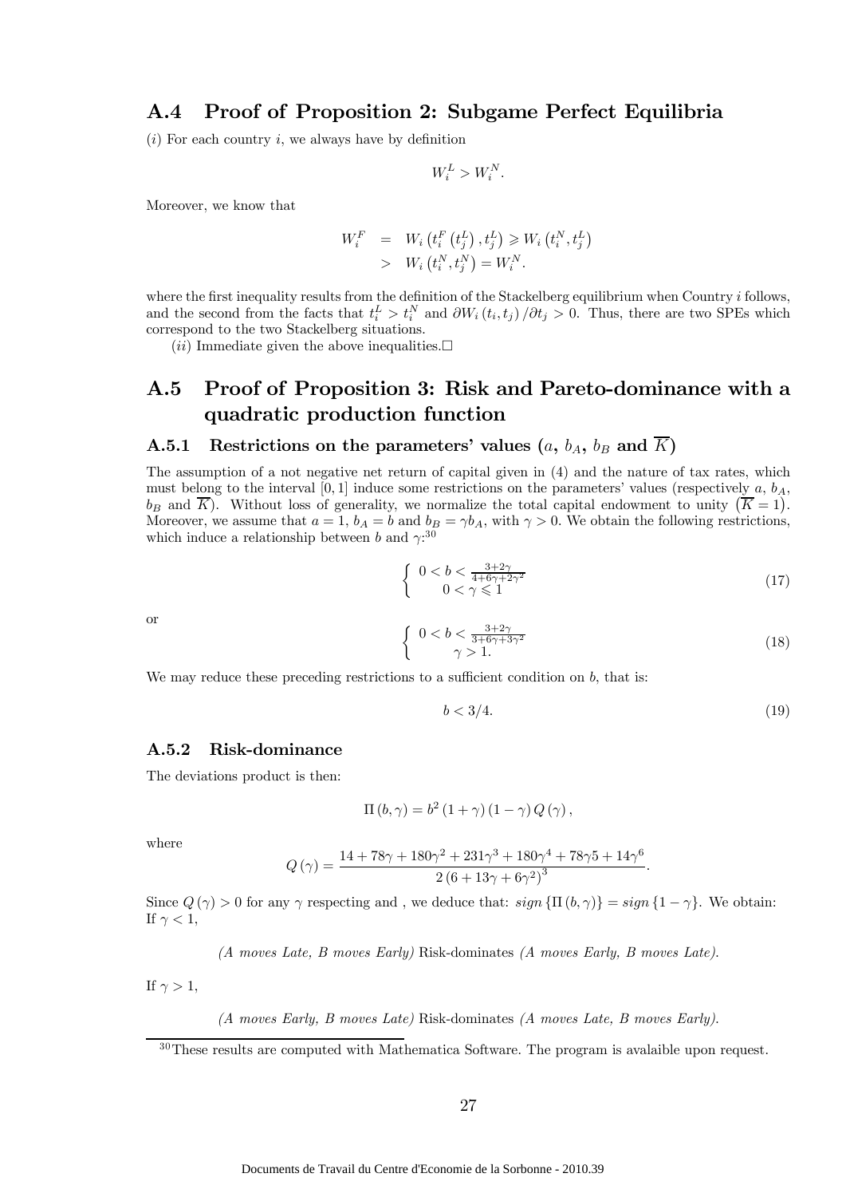## A.4 Proof of Proposition 2: Subgame Perfect Equilibria

$(i)$ For each country $i$, we always have by definition

$$W_i^L > W_i^N.$$

Moreover, we know that

$$\begin{aligned} W_i^F &= W_i\left(t_i^F\left(t_j^L\right), t_j^L\right) \geqslant W_i\left(t_i^N, t_j^L\right) \\ &> W_i\left(t_i^N, t_j^N\right) = W_i^N. \end{aligned}$$

where the first inequality results from the definition of the Stackelberg equilibrium when Country $i$ follows, and the second from the facts that $t_i^L > t_i^N$ and $\partial W_i\left(t_i, t_j\right)/\partial t_j > 0$. Thus, there are two SPEs which correspond to the two Stackelberg situations.

$(ii)$ Immediate given the above inequalities.□

## A.5 Proof of Proposition 3: Risk and Pareto-dominance with a quadratic production function

### A.5.1 Restrictions on the parameters' values ($a$, $b_A$, $b_B$ and $\overline{K}$)

The assumption of a not negative net return of capital given in (4) and the nature of tax rates, which must belong to the interval $[0, 1]$ induce some restrictions on the parameters' values (respectively $a$, $b_A$, $b_B$ and $\overline{K}$). Without loss of generality, we normalize the total capital endowment to unity $\left(\overline{K} = 1\right)$. Moreover, we assume that $a = 1$, $b_A = b$ and $b_B = \gamma b_A$, with $\gamma > 0$. We obtain the following restrictions, which induce a relationship between $b$ and $\gamma$:[30]

$$\left\{ \begin{array}{c} 0 < b < \frac{3+2\gamma}{4+6\gamma+2\gamma^2} \\ 0 < \gamma \leqslant 1 \end{array} \right. \tag{17}$$

or

$$\left\{ \begin{array}{c} 0 < b < \frac{3+2\gamma}{3+6\gamma+3\gamma^2} \\ \gamma > 1. \end{array} \right. \tag{18}$$

We may reduce these preceding restrictions to a sufficient condition on $b$, that is:

$$b < 3/4. \tag{19}$$

### A.5.2 Risk-dominance

The deviations product is then:

$$\Pi\left(b, \gamma\right) = b^2\left(1+\gamma\right)\left(1-\gamma\right)Q\left(\gamma\right),$$

where

$$Q\left(\gamma\right) = \frac{14 + 78\gamma + 180\gamma^2 + 231\gamma^3 + 180\gamma^4 + 78\gamma 5 + 14\gamma^6}{2\left(6 + 13\gamma + 6\gamma^2\right)^3}.$$

Since $Q\left(\gamma\right) > 0$ for any $\gamma$ respecting and , we deduce that: $sign\left\{\Pi\left(b, \gamma\right)\right\} = sign\left\{1 - \gamma\right\}$. We obtain:
If $\gamma < 1$,

*(A moves Late, B moves Early)* Risk-dominates *(A moves Early, B moves Late)*.

If $\gamma > 1$,

*(A moves Early, B moves Late)* Risk-dominates *(A moves Late, B moves Early)*.

[30] These results are computed with Mathematica Software. The program is avalaible upon request.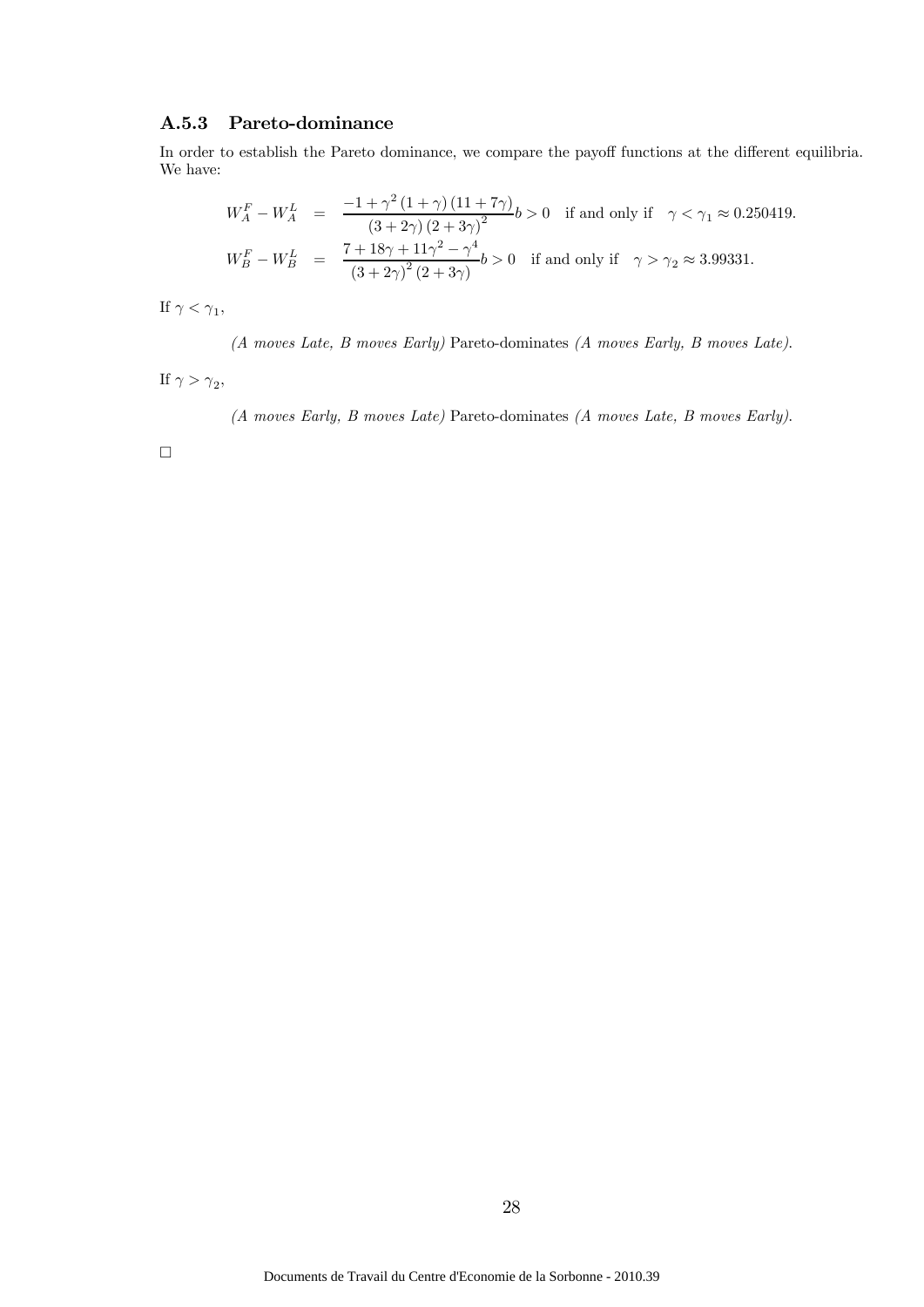### A.5.3 Pareto-dominance

In order to establish the Pareto dominance, we compare the payoff functions at the different equilibria. We have:

$$
\begin{aligned}
W_A^F - W_A^L &= \frac{-1+\gamma^2(1+\gamma)(11+7\gamma)}{(3+2\gamma)(2+3\gamma)^2}b > 0 \quad \text{if and only if} \quad \gamma < \gamma_1 \approx 0.250419. \\
W_B^F - W_B^L &= \frac{7+18\gamma+11\gamma^2-\gamma^4}{(3+2\gamma)^2(2+3\gamma)}b > 0 \quad \text{if and only if} \quad \gamma > \gamma_2 \approx 3.99331.
\end{aligned}
$$

If $\gamma < \gamma_1$,

*(A moves Late, B moves Early)* Pareto-dominates *(A moves Early, B moves Late)*.

If $\gamma > \gamma_2$,

*(A moves Early, B moves Late)* Pareto-dominates *(A moves Late, B moves Early)*.

□

Documents de Travail du Centre d'Economie de la Sorbonne - 2010.39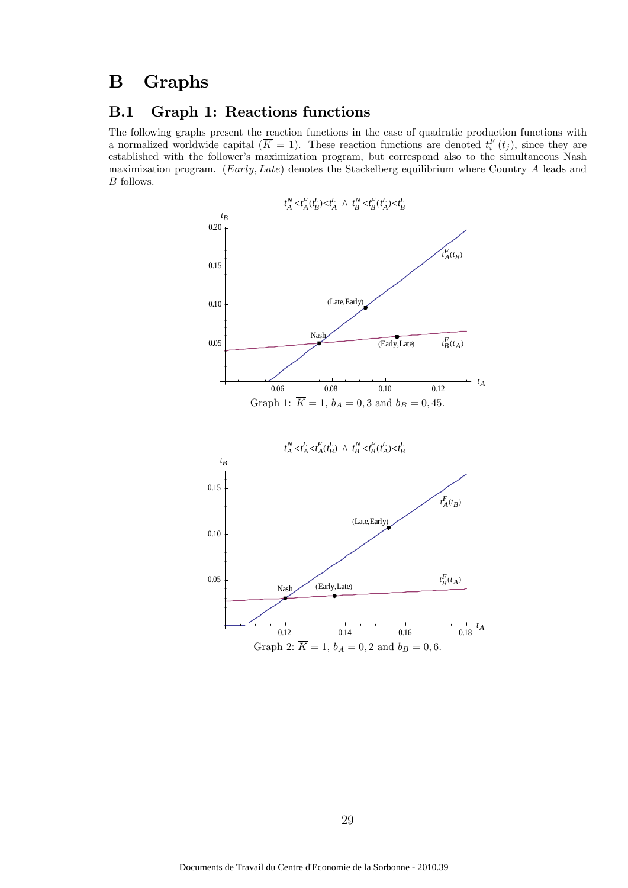# B Graphs

## B.1 Graph 1: Reactions functions

The following graphs present the reaction functions in the case of quadratic production functions with a normalized worldwide capital ($\overline{K} = 1$). These reaction functions are denoted $t_i^F(t_j)$, since they are established with the follower's maximization program, but correspond also to the simultaneous Nash maximization program. $(Early, Late)$ denotes the Stackelberg equilibrium where Country $A$ leads and $B$ follows.

$t_A^N < t_A^F(t_B^L) < t_A^L \ \wedge \ t_B^N < t_B^F(t_A^L) < t_B^L$

Graph 1: $\overline{K} = 1$, $b_A = 0,3$ and $b_B = 0,45$.

$t_A^N < t_A^L < t_A^F(t_B^L) \ \wedge \ t_B^N < t_B^F(t_A^L) < t_B^L$

Graph 2: $\overline{K} = 1$, $b_A = 0,2$ and $b_B = 0,6$.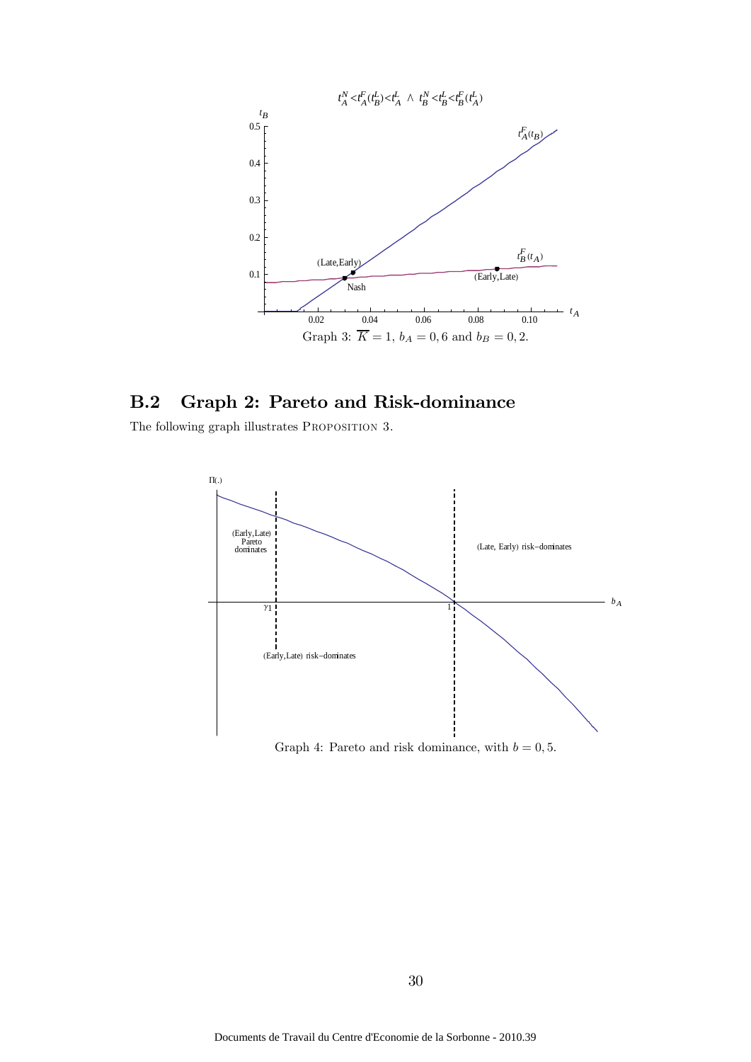$t_A^N < t_A^F(t_B^L) < t_A^L \ \wedge \ t_B^N < t_B^L < t_B^F(t_A^L)$

$t_B$

0.5

0.4

0.3

0.2

0.1

0.02 0.04 0.06 0.08 0.10 $t_A$

$t_A^F(t_B)$

$t_B^F(t_A)$

(Late,Early)

Nash

(Early,Late)

Graph 3: $\overline{K} = 1$, $b_A = 0,6$ and $b_B = 0,2$.

## B.2 Graph 2: Pareto and Risk-dominance

The following graph illustrates PROPOSITION 3.

$\Pi(.)$

(Early,Late) Pareto dominates

(Late, Early) risk−dominates

$\gamma_1$

1

$b_A$

(Early,Late) risk−dominates

Graph 4: Pareto and risk dominance, with $b = 0,5$.